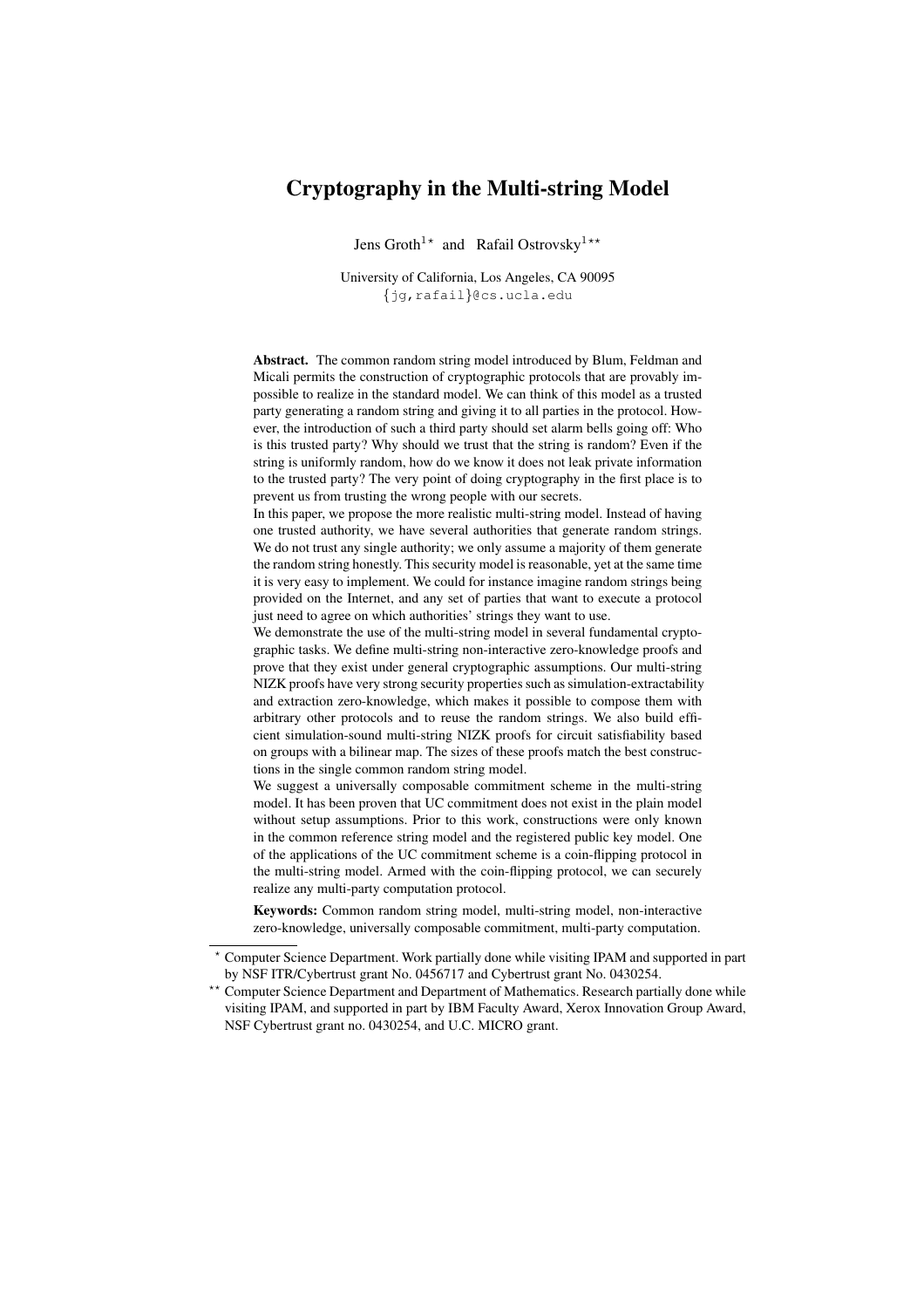# Cryptography in the Multi-string Model

Jens Groth[1*] and Rafail Ostrovsky[1**]

University of California, Los Angeles, CA 90095
{jg,rafail}@cs.ucla.edu

**Abstract.** The common random string model introduced by Blum, Feldman and Micali permits the construction of cryptographic protocols that are provably impossible to realize in the standard model. We can think of this model as a trusted party generating a random string and giving it to all parties in the protocol. However, the introduction of such a third party should set alarm bells going off: Who is this trusted party? Why should we trust that the string is random? Even if the string is uniformly random, how do we know it does not leak private information to the trusted party? The very point of doing cryptography in the first place is to prevent us from trusting the wrong people with our secrets.

In this paper, we propose the more realistic multi-string model. Instead of having one trusted authority, we have several authorities that generate random strings. We do not trust any single authority; we only assume a majority of them generate the random string honestly. This security model is reasonable, yet at the same time it is very easy to implement. We could for instance imagine random strings being provided on the Internet, and any set of parties that want to execute a protocol just need to agree on which authorities' strings they want to use.

We demonstrate the use of the multi-string model in several fundamental cryptographic tasks. We define multi-string non-interactive zero-knowledge proofs and prove that they exist under general cryptographic assumptions. Our multi-string NIZK proofs have very strong security properties such as simulation-extractability and extraction zero-knowledge, which makes it possible to compose them with arbitrary other protocols and to reuse the random strings. We also build efficient simulation-sound multi-string NIZK proofs for circuit satisfiability based on groups with a bilinear map. The sizes of these proofs match the best constructions in the single common random string model.

We suggest a universally composable commitment scheme in the multi-string model. It has been proven that UC commitment does not exist in the plain model without setup assumptions. Prior to this work, constructions were only known in the common reference string model and the registered public key model. One of the applications of the UC commitment scheme is a coin-flipping protocol in the multi-string model. Armed with the coin-flipping protocol, we can securely realize any multi-party computation protocol.

**Keywords:** Common random string model, multi-string model, non-interactive zero-knowledge, universally composable commitment, multi-party computation.

---

[*] Computer Science Department. Work partially done while visiting IPAM and supported in part by NSF ITR/Cybertrust grant No. 0456717 and Cybertrust grant No. 0430254.

[**] Computer Science Department and Department of Mathematics. Research partially done while visiting IPAM, and supported in part by IBM Faculty Award, Xerox Innovation Group Award, NSF Cybertrust grant no. 0430254, and U.C. MICRO grant.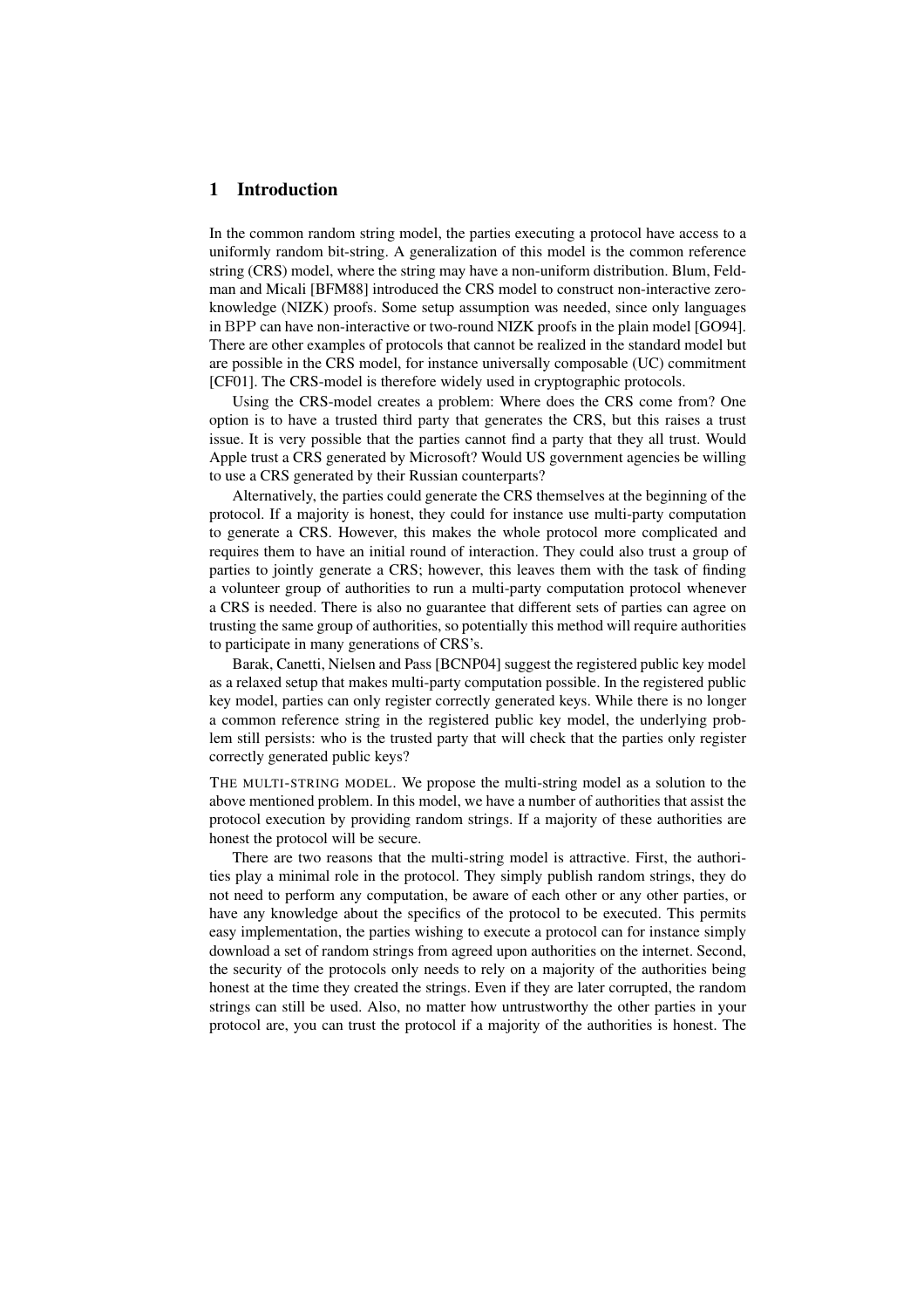## 1 Introduction

In the common random string model, the parties executing a protocol have access to a uniformly random bit-string. A generalization of this model is the common reference string (CRS) model, where the string may have a non-uniform distribution. Blum, Feldman and Micali [BFM88] introduced the CRS model to construct non-interactive zero-knowledge (NIZK) proofs. Some setup assumption was needed, since only languages in BPP can have non-interactive or two-round NIZK proofs in the plain model [GO94]. There are other examples of protocols that cannot be realized in the standard model but are possible in the CRS model, for instance universally composable (UC) commitment [CF01]. The CRS-model is therefore widely used in cryptographic protocols.

Using the CRS-model creates a problem: Where does the CRS come from? One option is to have a trusted third party that generates the CRS, but this raises a trust issue. It is very possible that the parties cannot find a party that they all trust. Would Apple trust a CRS generated by Microsoft? Would US government agencies be willing to use a CRS generated by their Russian counterparts?

Alternatively, the parties could generate the CRS themselves at the beginning of the protocol. If a majority is honest, they could for instance use multi-party computation to generate a CRS. However, this makes the whole protocol more complicated and requires them to have an initial round of interaction. They could also trust a group of parties to jointly generate a CRS; however, this leaves them with the task of finding a volunteer group of authorities to run a multi-party computation protocol whenever a CRS is needed. There is also no guarantee that different sets of parties can agree on trusting the same group of authorities, so potentially this method will require authorities to participate in many generations of CRS's.

Barak, Canetti, Nielsen and Pass [BCNP04] suggest the registered public key model as a relaxed setup that makes multi-party computation possible. In the registered public key model, parties can only register correctly generated keys. While there is no longer a common reference string in the registered public key model, the underlying problem still persists: who is the trusted party that will check that the parties only register correctly generated public keys?

THE MULTI-STRING MODEL. We propose the multi-string model as a solution to the above mentioned problem. In this model, we have a number of authorities that assist the protocol execution by providing random strings. If a majority of these authorities are honest the protocol will be secure.

There are two reasons that the multi-string model is attractive. First, the authorities play a minimal role in the protocol. They simply publish random strings, they do not need to perform any computation, be aware of each other or any other parties, or have any knowledge about the specifics of the protocol to be executed. This permits easy implementation, the parties wishing to execute a protocol can for instance simply download a set of random strings from agreed upon authorities on the internet. Second, the security of the protocols only needs to rely on a majority of the authorities being honest at the time they created the strings. Even if they are later corrupted, the random strings can still be used. Also, no matter how untrustworthy the other parties in your protocol are, you can trust the protocol if a majority of the authorities is honest. The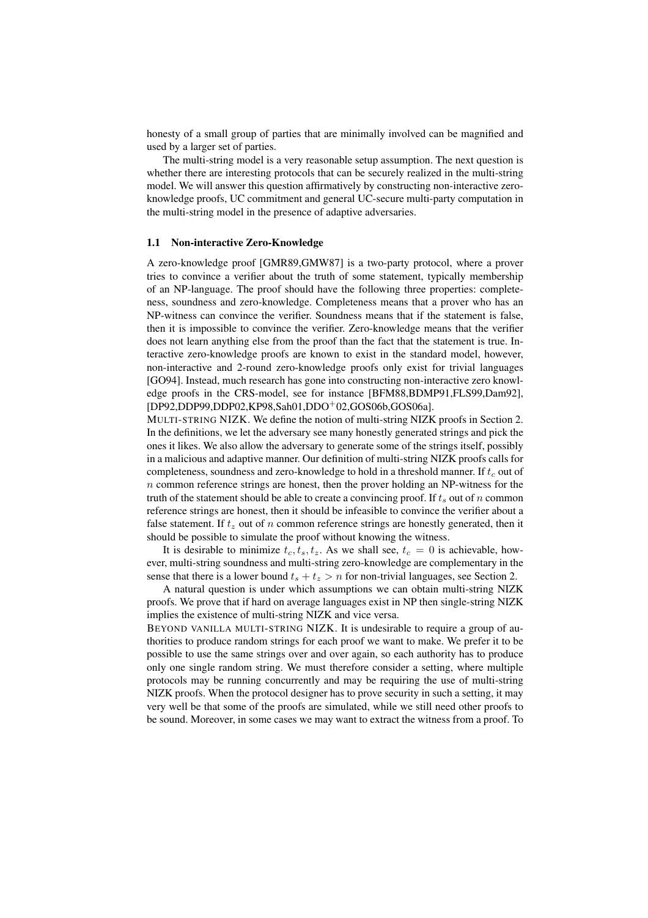honesty of a small group of parties that are minimally involved can be magnified and used by a larger set of parties.

The multi-string is a very reasonable setup assumption. The next question is whether there are interesting protocols that can be securely realized in the multi-string model. We will answer this question affirmatively by constructing non-interactive zero-knowledge proofs, UC commitment and general UC-secure multi-party computation in the multi-string model in the presence of adaptive adversaries.

### 1.1 Non-interactive Zero-Knowledge

A zero-knowledge proof [GMR89,GMW87] is a two-party protocol, where a prover tries to convince a verifier about the truth of some statement, typically membership of an NP-language. The proof should have the following three properties: completeness, soundness and zero-knowledge. Completeness means that a prover who has an NP-witness can convince the verifier. Soundness means that if the statement is false, then it is impossible to convince the verifier. Zero-knowledge means that the verifier does not learn anything else from the proof than the fact that the statement is true. Interactive zero-knowledge proofs are known to exist in the standard model, however, non-interactive and 2-round zero-knowledge proofs only exist for trivial languages [GO94]. Instead, much research has gone into constructing non-interactive zero knowledge proofs in the CRS-model, see for instance [BFM88,BDMP91,FLS99,Dam92], [DP92,DDP99,DDP02,KP98,Sah01,DDO+02,GOS06b,GOS06a].

MULTI-STRING NIZK. We define the notion of multi-string NIZK proofs in Section 2. In the definitions, we let the adversary see many honestly generated strings and pick the ones it likes. We also allow the adversary to generate some of the strings itself, possibly in a malicious and adaptive manner. Our definition of multi-string NIZK proofs calls for completeness, soundness and zero-knowledge to hold in a threshold manner. If $t_c$ out of $n$ common reference strings are honest, then the prover holding an NP-witness for the truth of the statement should be able to create a convincing proof. If $t_s$ out of $n$ common reference strings are honest, then it should be infeasible to convince the verifier about a false statement. If $t_z$ out of $n$ common reference strings are honestly generated, then it should be possible to simulate the proof without knowing the witness.

It is desirable to minimize $t_c, t_s, t_z$. As we shall see, $t_c = 0$ is achievable, however, multi-string soundness and multi-string zero-knowledge are complementary in the sense that there is a lower bound $t_s + t_z > n$ for non-trivial languages, see Section 2.

A natural question is under which assumptions we can obtain multi-string NIZK proofs. We prove that if hard on average languages exist in NP then single-string NIZK implies the existence of multi-string NIZK and vice versa.

BEYOND VANILLA MULTI-STRING NIZK. It is undesirable to require a group of authorities to produce random strings for each proof we want to make. We prefer it to be possible to use the same strings over and over again, so each authority has to produce only one single random string. We must therefore consider a setting, where multiple protocols may be running concurrently and may be requiring the use of multi-string NIZK proofs. When the protocol designer has to prove security in such a setting, it may very well be that some of the proofs are simulated, while we still need other proofs to be sound. Moreover, in some cases we may want to extract the witness from a proof. To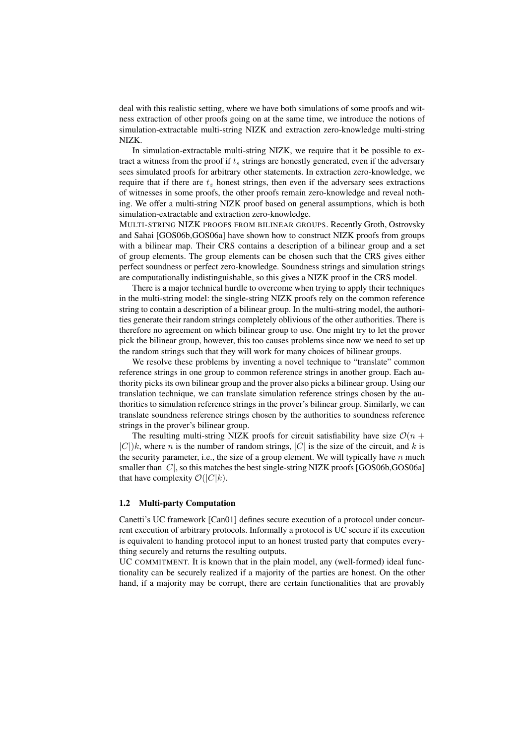deal with this realistic setting, where we have both simulations of some proofs and witness extraction of other proofs going on at the same time, we introduce the notions of simulation-extractable multi-string NIZK and extraction zero-knowledge multi-string NIZK.

In simulation-extractable multi-string NIZK, we require that it be possible to extract a witness from the proof if $t_s$ strings are honestly generated, even if the adversary sees simulated proofs for arbitrary other statements. In extraction zero-knowledge, we require that if there are $t_z$ honest strings, then even if the adversary sees extractions of witnesses in some proofs, the other proofs remain zero-knowledge and reveal nothing. We offer a multi-string NIZK proof based on general assumptions, which is both simulation-extractable and extraction zero-knowledge.

MULTI-STRING NIZK PROOFS FROM BILINEAR GROUPS. Recently Groth, Ostrovsky and Sahai [GOS06b,GOS06a] have shown how to construct NIZK proofs from groups with a bilinear map. Their CRS contains a description of a bilinear group and a set of group elements. The group elements can be chosen such that the CRS gives either perfect soundness or perfect zero-knowledge. Soundness strings and simulation strings are computationally indistinguishable, so this gives a NIZK proof in the CRS model.

There is a major technical hurdle to overcome when trying to apply their techniques in the multi-string model: the single-string NIZK proofs rely on the common reference string to contain a description of a bilinear group. In the multi-string model, the authorities generate their random strings completely oblivious of the other authorities. There is therefore no agreement on which bilinear group to use. One might try to let the prover pick the bilinear group, however, this too causes problems since now we need to set up the random strings such that they will work for many choices of bilinear groups.

We resolve these problems by inventing a novel technique to "translate" common reference strings in one group to common reference strings in another group. Each authority picks its own bilinear group and the prover also picks a bilinear group. Using our translation technique, we can translate simulation reference strings chosen by the authorities to simulation reference strings in the prover's bilinear group. Similarly, we can translate soundness reference strings chosen by the authorities to soundness reference strings in the prover's bilinear group.

The resulting multi-string NIZK proofs for circuit satisfiability have size $\mathcal{O}(n + |C|)k$, where $n$ is the number of random strings, $|C|$ is the size of the circuit, and $k$ is the security parameter, i.e., the size of a group element. We will typically have $n$ much smaller than $|C|$, so this matches the best single-string NIZK proofs [GOS06b,GOS06a] that have complexity $\mathcal{O}(|C|k)$.

### 1.2 Multi-party Computation

Canetti's UC framework [Can01] defines secure execution of a protocol under concurrent execution of arbitrary protocols. Informally a protocol is UC secure if its execution is equivalent to handing protocol input to an honest trusted party that computes everything securely and returns the resulting outputs.

UC COMMITMENT. It is known that in the plain model, any (well-formed) ideal functionality can be securely realized if a majority of the parties are honest. On the other hand, if a majority may be corrupt, there are certain functionalities that are provably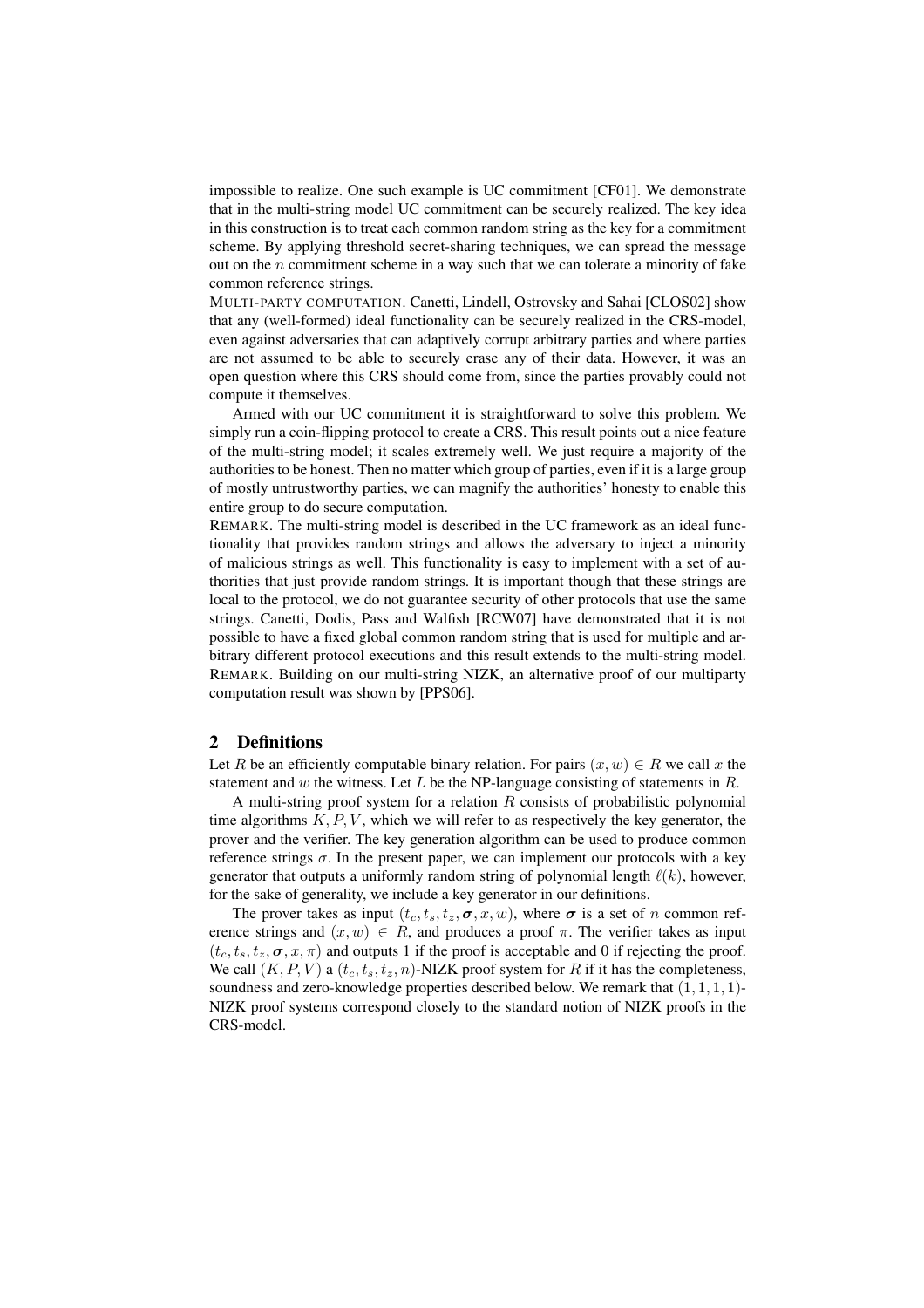impossible to realize. One such example is UC commitment [CF01]. We demonstrate that in the multi-string model UC commitment can be securely realized. The key idea in this construction is to treat each common random string as the key for a commitment scheme. By applying threshold secret-sharing techniques, we can spread the message out on the $n$ commitment scheme in a way such that we can tolerate a minority of fake common reference strings.

MULTI-PARTY COMPUTATION. Canetti, Lindell, Ostrovsky and Sahai [CLOS02] show that any (well-formed) ideal functionality can be securely realized in the CRS-model, even against adversaries that can adaptively corrupt arbitrary parties and where parties are not assumed to be able to securely erase any of their data. However, it was an open question where this CRS should come from, since the parties provably could not compute it themselves.

Armed with our UC commitment it is straightforward to solve this problem. We simply run a coin-flipping protocol to create a CRS. This result points out a nice feature of the multi-string model; it scales extremely well. We just require a majority of the authorities to be honest. Then no matter which group of parties, even if it is a large group of mostly untrustworthy parties, we can magnify the authorities' honesty to enable this entire group to do secure computation.

REMARK. The multi-string model is described in the UC framework as an ideal functionality that provides random strings and allows the adversary to inject a minority of malicious strings as well. This functionality is easy to implement with a set of authorities that just provide random strings. It is important though that these strings are local to the protocol, we do not guarantee security of other protocols that use the same strings. Canetti, Dodis, Pass and Walfish [RCW07] have demonstrated that it is not possible to have a fixed global common random string that is used for multiple and arbitrary different protocol executions and this result extends to the multi-string model.

REMARK. Building on our multi-string NIZK, an alternative proof of our multiparty computation result was shown by [PPS06].

## 2 Definitions

Let $R$ be an efficiently computable binary relation. For pairs $(x, w) \in R$ we call $x$ the statement and $w$ the witness. Let $L$ be the NP-language consisting of statements in $R$.

A multi-string proof system for a relation $R$ consists of probabilistic polynomial time algorithms $K, P, V$, which we will refer to as respectively the key generator, the prover and the verifier. The key generation algorithm can be used to produce common reference strings $\sigma$. In the present paper, we can implement our protocols with a key generator that outputs a uniformly random string of polynomial length $\ell(k)$, however, for the sake of generality, we include a key generator in our definitions.

The prover takes as input $(t_c, t_s, t_z, \boldsymbol{\sigma}, x, w)$, where $\boldsymbol{\sigma}$ is a set of $n$ common reference strings and $(x, w) \in R$, and produces a proof $\pi$. The verifier takes as input $(t_c, t_s, t_z, \boldsymbol{\sigma}, x, \pi)$ and outputs 1 if the proof is acceptable and 0 if rejecting the proof. We call $(K, P, V)$ a $(t_c, t_s, t_z, n)$-NIZK proof system for $R$ if it has the completeness, soundness and zero-knowledge properties described below. We remark that $(1, 1, 1, 1)$-NIZK proof systems correspond closely to the standard notion of NIZK proofs in the CRS-model.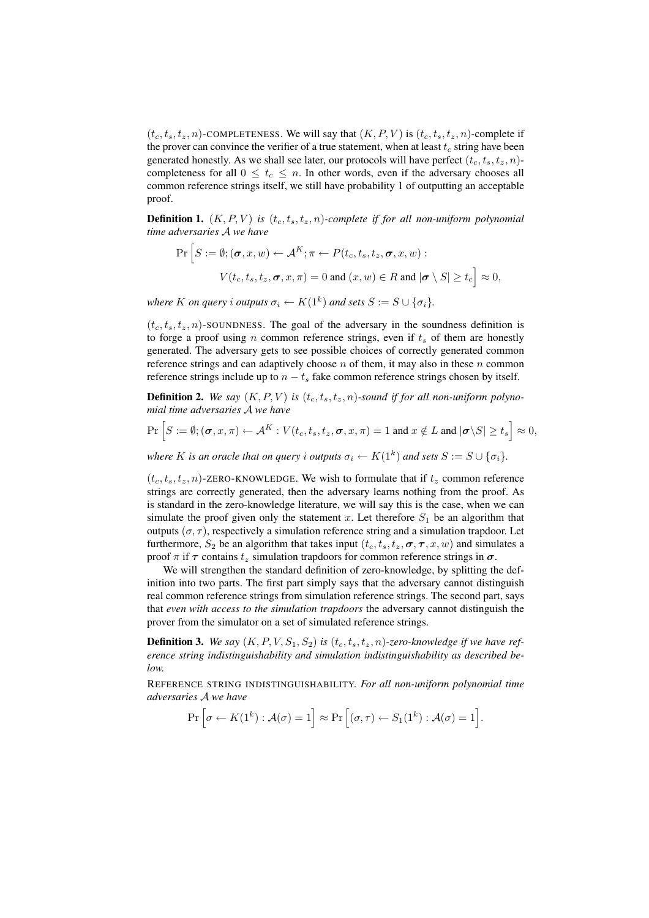$(t_c, t_s, t_z, n)$-COMPLETENESS. We will say that $(K, P, V)$ is $(t_c, t_s, t_z, n)$-complete if the prover can convince the verifier of a true statement, when at least $t_c$ string have been generated honestly. As we shall see later, our protocols will have perfect $(t_c, t_s, t_z, n)$-completeness for all $0 \leq t_c \leq n$. In other words, even if the adversary chooses all common reference strings itself, we still have probability 1 of outputting an acceptable proof.

**Definition 1.** *$(K, P, V)$ is $(t_c, t_s, t_z, n)$-complete if for all non-uniform polynomial time adversaries $\mathcal{A}$ we have*

$$\Pr\Big[S := \emptyset; (\boldsymbol{\sigma}, x, w) \leftarrow \mathcal{A}^K; \pi \leftarrow P(t_c, t_s, t_z, \boldsymbol{\sigma}, x, w) :$$
$$V(t_c, t_s, t_z, \boldsymbol{\sigma}, x, \pi) = 0 \text{ and } (x, w) \in R \text{ and } |\boldsymbol{\sigma} \setminus S| \geq t_c\Big] \approx 0,$$

*where $K$ on query $i$ outputs $\sigma_i \leftarrow K(1^k)$ and sets $S := S \cup \{\sigma_i\}$.*

$(t_c, t_s, t_z, n)$-SOUNDNESS. The goal of the adversary in the soundness definition is to forge a proof using $n$ common reference strings, even if $t_s$ of them are honestly generated. The adversary gets to see possible choices of correctly generated common reference strings and can adaptively choose $n$ of them, it may also in these $n$ common reference strings include up to $n - t_s$ fake common reference strings chosen by itself.

**Definition 2.** *We say $(K, P, V)$ is $(t_c, t_s, t_z, n)$-sound if for all non-uniform polynomial time adversaries $\mathcal{A}$ we have*

$$\Pr\Big[S := \emptyset; (\boldsymbol{\sigma}, x, \pi) \leftarrow \mathcal{A}^K : V(t_c, t_s, t_z, \boldsymbol{\sigma}, x, \pi) = 1 \text{ and } x \notin L \text{ and } |\boldsymbol{\sigma} \setminus S| \geq t_s\Big] \approx 0,$$

*where $K$ is an oracle that on query $i$ outputs $\sigma_i \leftarrow K(1^k)$ and sets $S := S \cup \{\sigma_i\}$.*

$(t_c, t_s, t_z, n)$-ZERO-KNOWLEDGE. We wish to formulate that if $t_z$ common reference strings are correctly generated, then the adversary learns nothing from the proof. As is standard in the zero-knowledge literature, we will say this is the case, when we can simulate the proof given only the statement $x$. Let therefore $S_1$ be an algorithm that outputs $(\sigma, \tau)$, respectively a simulation reference string and a simulation trapdoor. Let furthermore, $S_2$ be an algorithm that takes input $(t_c, t_s, t_z, \boldsymbol{\sigma}, \boldsymbol{\tau}, x, w)$ and simulates a proof $\pi$ if $\boldsymbol{\tau}$ contains $t_z$ simulation trapdoors for common reference strings in $\boldsymbol{\sigma}$.

We will strengthen the standard definition of zero-knowledge, by splitting the definition into two parts. The first part simply says that the adversary cannot distinguish real common reference strings from simulation reference strings. The second part, says that *even with access to the simulation trapdoors* the adversary cannot distinguish the prover from the simulator on a set of simulated reference strings.

**Definition 3.** *We say $(K, P, V, S_1, S_2)$ is $(t_c, t_s, t_z, n)$-zero-knowledge if we have reference string indistinguishability and simulation indistinguishability as described below.*

REFERENCE STRING INDISTINGUISHABILITY. *For all non-uniform polynomial time adversaries $\mathcal{A}$ we have*

$$\Pr\Big[\sigma \leftarrow K(1^k) : \mathcal{A}(\sigma) = 1\Big] \approx \Pr\Big[(\sigma, \tau) \leftarrow S_1(1^k) : \mathcal{A}(\sigma) = 1\Big].$$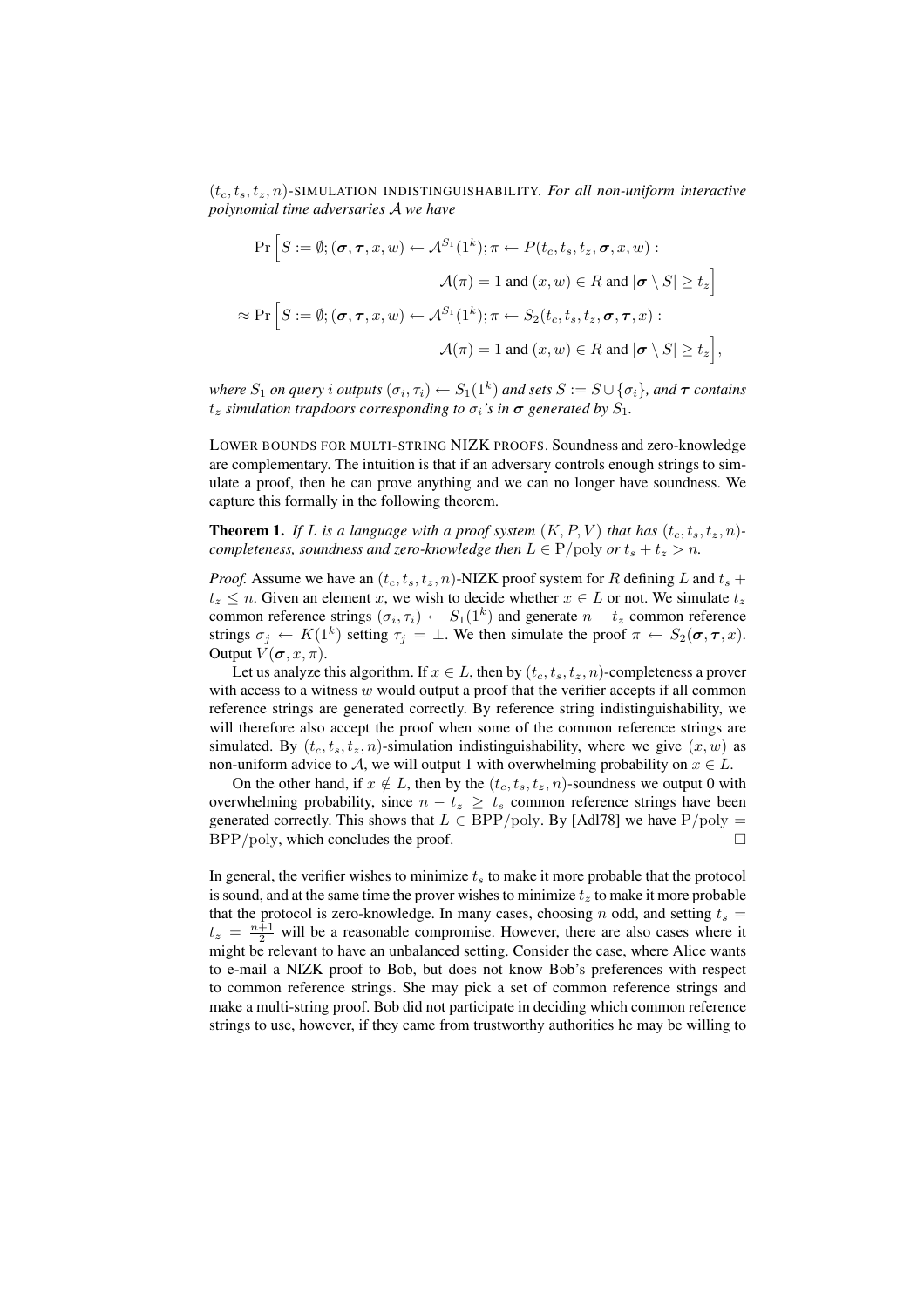$(t_c, t_s, t_z, n)$-SIMULATION INDISTINGUISHABILITY. *For all non-uniform interactive polynomial time adversaries $\mathcal{A}$ we have*

$$\Pr\Big[S := \emptyset; (\boldsymbol{\sigma}, \boldsymbol{\tau}, x, w) \leftarrow \mathcal{A}^{S_1}(1^k); \pi \leftarrow P(t_c, t_s, t_z, \boldsymbol{\sigma}, x, w) :$$
$$\mathcal{A}(\pi) = 1 \text{ and } (x, w) \in R \text{ and } |\boldsymbol{\sigma} \setminus S| \geq t_z\Big]$$
$$\approx \Pr\Big[S := \emptyset; (\boldsymbol{\sigma}, \boldsymbol{\tau}, x, w) \leftarrow \mathcal{A}^{S_1}(1^k); \pi \leftarrow S_2(t_c, t_s, t_z, \boldsymbol{\sigma}, \boldsymbol{\tau}, x) :$$
$$\mathcal{A}(\pi) = 1 \text{ and } (x, w) \in R \text{ and } |\boldsymbol{\sigma} \setminus S| \geq t_z\Big],$$

*where $S_1$ on query $i$ outputs $(\sigma_i, \tau_i) \leftarrow S_1(1^k)$ and sets $S := S \cup \{\sigma_i\}$, and $\boldsymbol{\tau}$ contains $t_z$ simulation trapdoors corresponding to $\sigma_i$'s in $\boldsymbol{\sigma}$ generated by $S_1$.*

LOWER BOUNDS FOR MULTI-STRING NIZK PROOFS. Soundness and zero-knowledge are complementary. The intuition is that if an adversary controls enough strings to simulate a proof, then he can prove anything and we can no longer have soundness. We capture this formally in the following theorem.

**Theorem 1.** *If $L$ is a language with a proof system $(K, P, V)$ that has $(t_c, t_s, t_z, n)$-completeness, soundness and zero-knowledge then $L \in \mathrm{P/poly}$ or $t_s + t_z > n$.*

*Proof.* Assume we have an $(t_c, t_s, t_z, n)$-NIZK proof system for $R$ defining $L$ and $t_s + t_z \leq n$. Given an element $x$, we wish to decide whether $x \in L$ or not. We simulate $t_z$ common reference strings $(\sigma_i, \tau_i) \leftarrow S_1(1^k)$ and generate $n - t_z$ common reference strings $\sigma_j \leftarrow K(1^k)$ setting $\tau_j = \perp$. We then simulate the proof $\pi \leftarrow S_2(\boldsymbol{\sigma}, \boldsymbol{\tau}, x)$. Output $V(\boldsymbol{\sigma}, x, \pi)$.

Let us analyze this algorithm. If $x \in L$, then by $(t_c, t_s, t_z, n)$-completeness a prover with access to a witness $w$ would output a proof that the verifier accepts if all common reference strings are generated correctly. By reference string indistinguishability, we will therefore also accept the proof when some of the common reference strings are simulated. By $(t_c, t_s, t_z, n)$-simulation indistinguishability, where we give $(x, w)$ as non-uniform advice to $\mathcal{A}$, we will output 1 with overwhelming probability on $x \in L$.

On the other hand, if $x \notin L$, then by the $(t_c, t_s, t_z, n)$-soundness we output 0 with overwhelming probability, since $n - t_z \geq t_s$ common reference strings have been generated correctly. This shows that $L \in \mathrm{BPP/poly}$. By [Adl78] we have $\mathrm{P/poly} = \mathrm{BPP/poly}$, which concludes the proof. □

In general, the verifier wishes to minimize $t_s$ to make it more probable that the protocol is sound, and at the same time the prover wishes to minimize $t_z$ to make it more probable that the protocol is zero-knowledge. In many cases, choosing $n$ odd, and setting $t_s = t_z = \frac{n+1}{2}$ will be a reasonable compromise. However, there are also cases where it might be relevant to have an unbalanced setting. Consider the case, where Alice wants to e-mail a NIZK proof to Bob, but does not know Bob's preferences with respect to common reference strings. She may pick a set of common reference strings and make a multi-string proof. Bob did not participate in deciding which common reference strings to use, however, if they came from trustworthy authorities he may be willing to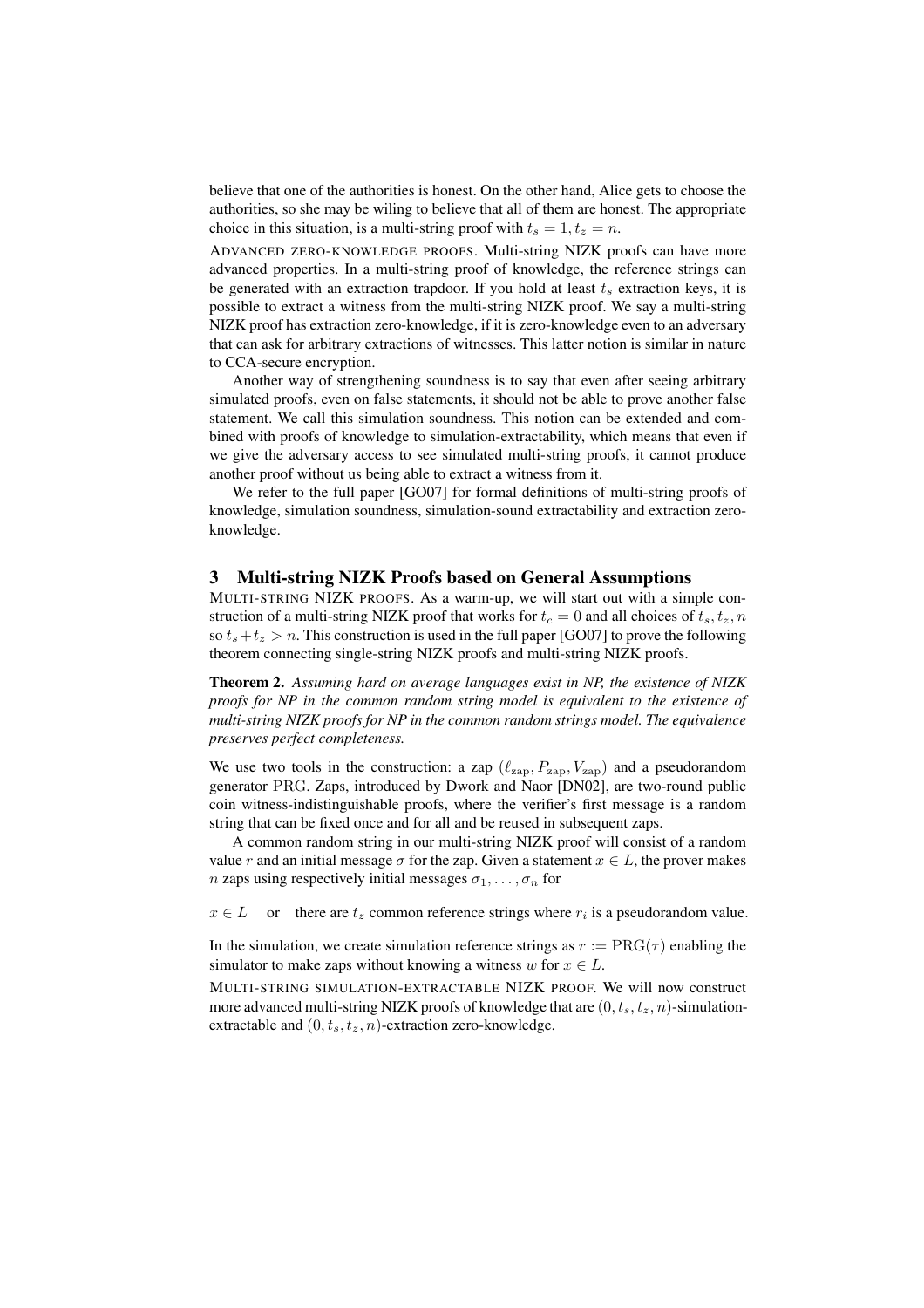believe that one of the authorities is honest. On the other hand, Alice gets to choose the authorities, so she may be wiling to believe that all of them are honest. The appropriate choice in this situation, is a multi-string proof with $t_s = 1, t_z = n$.

ADVANCED ZERO-KNOWLEDGE PROOFS. Multi-string NIZK proofs can have more advanced properties. In a multi-string proof of knowledge, the reference strings can be generated with an extraction trapdoor. If you hold at least $t_s$ extraction keys, it is possible to extract a witness from the multi-string NIZK proof. We say a multi-string NIZK proof has extraction zero-knowledge, if it is zero-knowledge even to an adversary that can ask for arbitrary extractions of witnesses. This latter notion is similar in nature to CCA-secure encryption.

Another way of strengthening soundness is to say that even after seeing arbitrary simulated proofs, even on false statements, it should not be able to prove another false statement. We call this simulation soundness. This notion can be extended and combined with proofs of knowledge to simulation-extractability, which means that even if we give the adversary access to see simulated multi-string proofs, it cannot produce another proof without us being able to extract a witness from it.

We refer to the full paper [GO07] for formal definitions of multi-string proofs of knowledge, simulation soundness, simulation-sound extractability and extraction zero-knowledge.

## 3 Multi-string NIZK Proofs based on General Assumptions

MULTI-STRING NIZK PROOFS. As a warm-up, we will start out with a simple construction of a multi-string NIZK proof that works for $t_c = 0$ and all choices of $t_s, t_z, n$ so $t_s + t_z > n$. This construction is used in the full paper [GO07] to prove the following theorem connecting single-string NIZK proofs and multi-string NIZK proofs.

**Theorem 2.** *Assuming hard on average languages exist in NP, the existence of NIZK proofs for NP in the common random string model is equivalent to the existence of multi-string NIZK proofs for NP in the common random strings model. The equivalence preserves perfect completeness.*

We use two tools in the construction: a zap $(\ell_{\text{zap}}, P_{\text{zap}}, V_{\text{zap}})$ and a pseudorandom generator $\text{PRG}$. Zaps, introduced by Dwork and Naor [DN02], are two-round public coin witness-indistinguishable proofs, where the verifier's first message is a random string that can be fixed once and for all and be reused in subsequent zaps.

A common random string in our multi-string NIZK proof will consist of a random value $r$ and an initial message $\sigma$ for the zap. Given a statement $x \in L$, the prover makes $n$ zaps using respectively initial messages $\sigma_1, \ldots, \sigma_n$ for

$$x \in L \quad \text{or} \quad \text{there are } t_z \text{ common reference strings where } r_i \text{ is a pseudorandom value.}$$

In the simulation, we create simulation reference strings as $r := \text{PRG}(\tau)$ enabling the simulator to make zaps without knowing a witness $w$ for $x \in L$.

MULTI-STRING SIMULATION-EXTRACTABLE NIZK PROOF. We will now construct more advanced multi-string NIZK proofs of knowledge that are $(0, t_s, t_z, n)$-simulation-extractable and $(0, t_s, t_z, n)$-extraction zero-knowledge.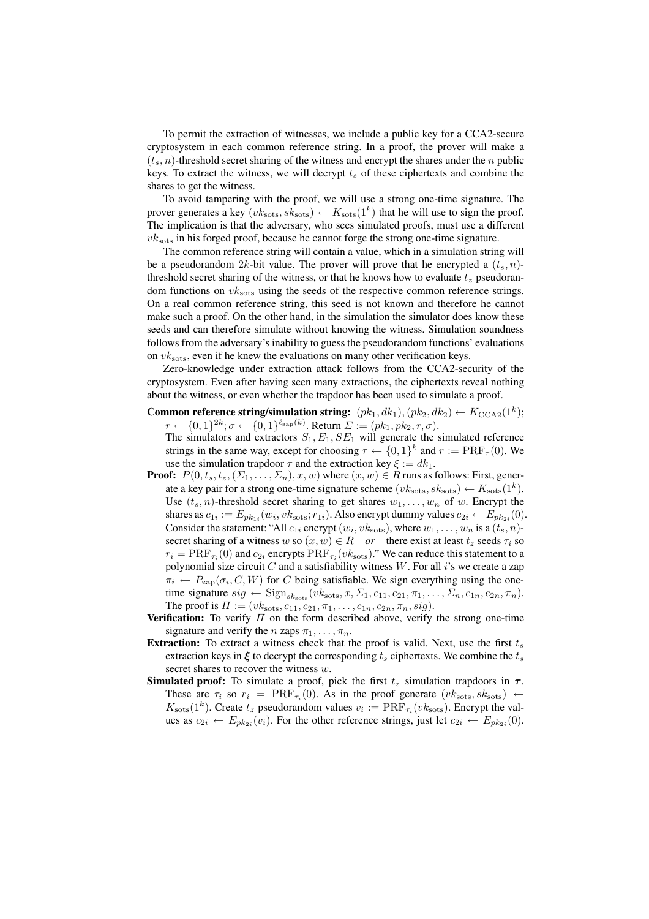To permit the extraction of witnesses, we include a public key for a CCA2-secure cryptosystem in each common reference string. In a proof, the prover will make a $(t_s, n)$-threshold secret sharing of the witness and encrypt the shares under the $n$ public keys. To extract the witness, we will decrypt $t_s$ of these ciphertexts and combine the shares to get the witness.

To avoid tampering with the proof, we will use a strong one-time signature. The prover generates a key $(vk_{\rm sots}, sk_{\rm sots}) \leftarrow K_{\rm sots}(1^k)$ that he will use to sign the proof. The implication is that the adversary, who sees simulated proofs, must use a different $vk_{\rm sots}$ in his forged proof, because he cannot forge the strong one-time signature.

The common reference string will contain a value, which in a simulation string will be a pseudorandom $2k$-bit value. The prover will prove that he encrypted a $(t_s, n)$-threshold secret sharing of the witness, or that he knows how to evaluate $t_z$ pseudorandom functions on $vk_{\rm sots}$ using the seeds of the respective common reference strings. On a real common reference string, this seed is not known and therefore he cannot make such a proof. On the other hand, in the simulation the simulator does know these seeds and can therefore simulate without knowing the witness. Simulation soundness follows from the adversary's inability to guess the pseudorandom functions' evaluations on $vk_{\rm sots}$, even if he knew the evaluations on many other verification keys.

Zero-knowledge under extraction attack follows from the CCA2-security of the cryptosystem. Even after having seen many extractions, the ciphertexts reveal nothing about the witness, or even whether the trapdoor has been used to simulate a proof.

**Common reference string/simulation string:** $(pk_1, dk_1), (pk_2, dk_2) \leftarrow K_{\rm CCA2}(1^k)$; $r \leftarrow \{0,1\}^{2k}; \sigma \leftarrow \{0,1\}^{\ell_{\rm zap}(k)}$. Return $\Sigma := (pk_1, pk_2, r, \sigma)$.
The simulators and extractors $S_1, E_1, SE_1$ will generate the simulated reference strings in the same way, except for choosing $\tau \leftarrow \{0,1\}^k$ and $r := {\rm PRF}_\tau(0)$. We use the simulation trapdoor $\tau$ and the extraction key $\xi := dk_1$.

**Proof:** $P(0, t_s, t_z, (\Sigma_1, \ldots, \Sigma_n), x, w)$ where $(x, w) \in R$ runs as follows: First, generate a key pair for a strong one-time signature scheme $(vk_{\rm sots}, sk_{\rm sots}) \leftarrow K_{\rm sots}(1^k)$. Use $(t_s, n)$-threshold secret sharing to get shares $w_1, \ldots, w_n$ of $w$. Encrypt the shares as $c_{1i} := E_{pk_{1i}}(w_i, vk_{\rm sots}; r_{1i})$. Also encrypt dummy values $c_{2i} \leftarrow E_{pk_{2i}}(0)$. Consider the statement: "All $c_{1i}$ encrypt $(w_i, vk_{\rm sots})$, where $w_1, \ldots, w_n$ is a $(t_s, n)$-secret sharing of a witness $w$ so $(x, w) \in R$ *or* there exist at least $t_z$ seeds $\tau_i$ so $r_i = {\rm PRF}_{\tau_i}(0)$ and $c_{2i}$ encrypts ${\rm PRF}_{\tau_i}(vk_{\rm sots})$." We can reduce this statement to a polynomial size circuit $C$ and a satisfiability witness $W$. For all $i$'s we create a zap $\pi_i \leftarrow P_{\rm zap}(\sigma_i, C, W)$ for $C$ being satisfiable. We sign everything using the one-time signature $sig \leftarrow {\rm Sign}_{sk_{\rm sots}}(vk_{\rm sots}, x, \Sigma_1, c_{11}, c_{21}, \pi_1, \ldots, \Sigma_n, c_{1n}, c_{2n}, \pi_n)$. The proof is $\Pi := (vk_{\rm sots}, c_{11}, c_{21}, \pi_1, \ldots, c_{1n}, c_{2n}, \pi_n, sig)$.

**Verification:** To verify $\Pi$ on the form described above, verify the strong one-time signature and verify the $n$ zaps $\pi_1, \ldots, \pi_n$.

**Extraction:** To extract a witness check that the proof is valid. Next, use the first $t_s$ extraction keys in $\boldsymbol{\xi}$ to decrypt the corresponding $t_s$ ciphertexts. We combine the $t_s$ secret shares to recover the witness $w$.

**Simulated proof:** To simulate a proof, pick the first $t_z$ simulation trapdoors in $\boldsymbol{\tau}$. These are $\tau_i$ so $r_i = {\rm PRF}_{\tau_i}(0)$. As in the proof generate $(vk_{\rm sots}, sk_{\rm sots}) \leftarrow K_{\rm sots}(1^k)$. Create $t_z$ pseudorandom values $v_i := {\rm PRF}_{\tau_i}(vk_{\rm sots})$. Encrypt the values as $c_{2i} \leftarrow E_{pk_{2i}}(v_i)$. For the other reference strings, just let $c_{2i} \leftarrow E_{pk_{2i}}(0)$.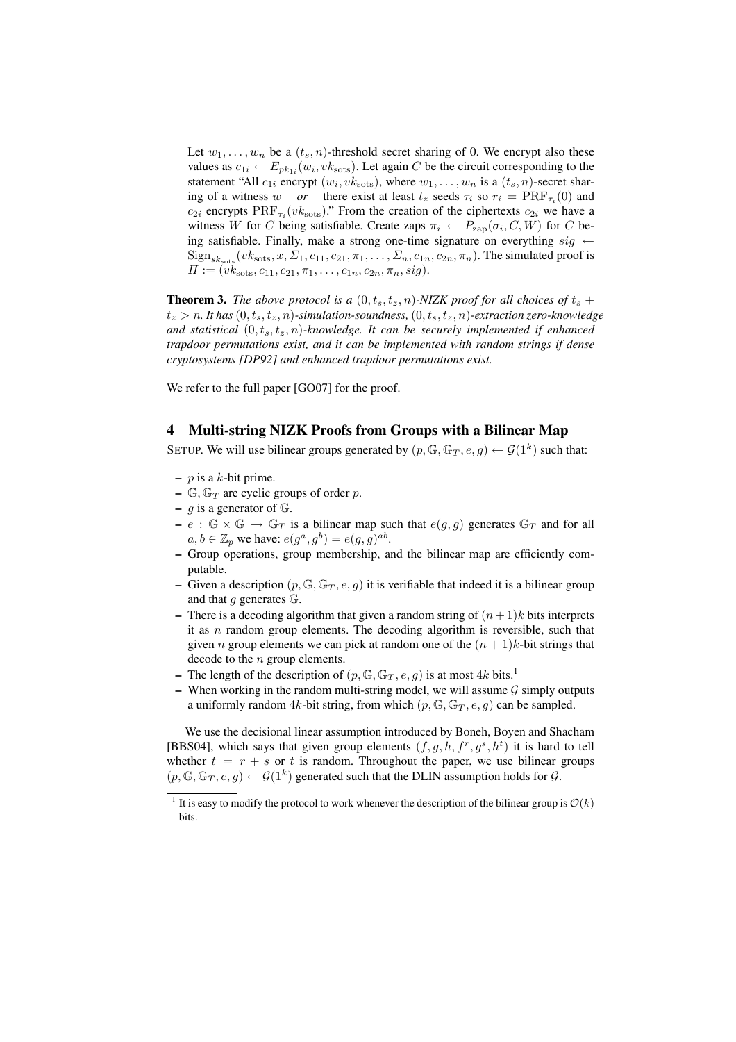Let $w_1, \ldots, w_n$ be a $(t_s, n)$-threshold secret sharing of 0. We encrypt also these values as $c_{1i} \leftarrow E_{pk_{1i}}(w_i, vk_{\text{sots}})$. Let again $C$ be the circuit corresponding to the statement "All $c_{1i}$ encrypt $(w_i, vk_{\text{sots}})$, where $w_1, \ldots, w_n$ is a $(t_s, n)$-secret sharing of a witness $w$ *or* there exist at least $t_z$ seeds $\tau_i$ so $r_i = \text{PRF}_{\tau_i}(0)$ and $c_{2i}$ encrypts $\text{PRF}_{\tau_i}(vk_{\text{sots}})$." From the creation of the ciphertexts $c_{2i}$ we have a witness $W$ for $C$ being satisfiable. Create zaps $\pi_i \leftarrow P_{\text{zap}}(\sigma_i, C, W)$ for $C$ being satisfiable. Finally, make a strong one-time signature on everything $sig \leftarrow \text{Sign}_{sk_{\text{sots}}}(vk_{\text{sots}}, x, \Sigma_1, c_{11}, c_{21}, \pi_1, \ldots, \Sigma_n, c_{1n}, c_{2n}, \pi_n)$. The simulated proof is $\Pi := (vk_{\text{sots}}, c_{11}, c_{21}, \pi_1, \ldots, c_{1n}, c_{2n}, \pi_n, sig)$.

**Theorem 3.** *The above protocol is a $(0, t_s, t_z, n)$-NIZK proof for all choices of $t_s + t_z > n$. It has $(0, t_s, t_z, n)$-simulation-soundness, $(0, t_s, t_z, n)$-extraction zero-knowledge and statistical $(0, t_s, t_z, n)$-knowledge. It can be securely implemented if enhanced trapdoor permutations exist, and it can be implemented with random strings if dense cryptosystems [DP92] and enhanced trapdoor permutations exist.*

We refer to the full paper [GO07] for the proof.

## 4 Multi-string NIZK Proofs from Groups with a Bilinear Map

SETUP. We will use bilinear groups generated by $(p, \mathbb{G}, \mathbb{G}_T, e, g) \leftarrow \mathcal{G}(1^k)$ such that:

- $p$ is a $k$-bit prime.
- $\mathbb{G}, \mathbb{G}_T$ are cyclic groups of order $p$.
- $g$ is a generator of $\mathbb{G}$.
- $e : \mathbb{G} \times \mathbb{G} \to \mathbb{G}_T$ is a bilinear map such that $e(g, g)$ generates $\mathbb{G}_T$ and for all $a, b \in \mathbb{Z}_p$ we have: $e(g^a, g^b) = e(g, g)^{ab}$.
- Group operations, group membership, and the bilinear map are efficiently computable.
- Given a description $(p, \mathbb{G}, \mathbb{G}_T, e, g)$ it is verifiable that indeed it is a bilinear group and that $g$ generates $\mathbb{G}$.
- There is a decoding algorithm that given a random string of $(n + 1)k$ bits interprets it as $n$ random group elements. The decoding algorithm is reversible, such that given $n$ group elements we can pick at random one of the $(n + 1)k$-bit strings that decode to the $n$ group elements.
- The length of the description of $(p, \mathbb{G}, \mathbb{G}_T, e, g)$ is at most $4k$ bits.[1]
- When working in the random multi-string model, we will assume $\mathcal{G}$ simply outputs a uniformly random $4k$-bit string, from which $(p, \mathbb{G}, \mathbb{G}_T, e, g)$ can be sampled.

We use the decisional linear assumption introduced by Boneh, Boyen and Shacham [BBS04], which says that given group elements $(f, g, h, f^r, g^s, h^t)$ it is hard to tell whether $t = r + s$ or $t$ is random. Throughout the paper, we use bilinear groups $(p, \mathbb{G}, \mathbb{G}_T, e, g) \leftarrow \mathcal{G}(1^k)$ generated such that the DLIN assumption holds for $\mathcal{G}$.

[1] It is easy to modify the protocol to work whenever the description of the bilinear group is $\mathcal{O}(k)$ bits.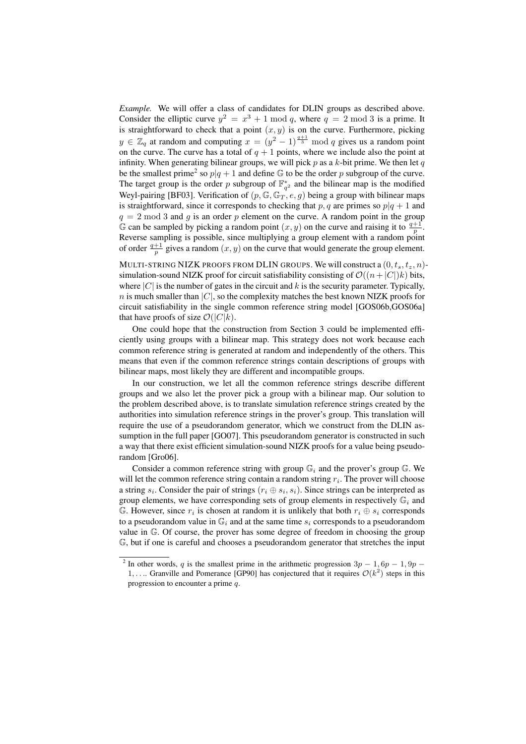*Example.* We will offer a class of candidates for DLIN groups as described above. Consider the elliptic curve $y^2 = x^3 + 1 \bmod q$, where $q = 2 \bmod 3$ is a prime. It is straightforward to check that a point $(x, y)$ is on the curve. Furthermore, picking $y \in \mathbb{Z}_q$ at random and computing $x = (y^2 - 1)^{\frac{q+1}{3}} \bmod q$ gives us a random point on the curve. The curve has a total of $q + 1$ points, where we include also the point at infinity. When generating bilinear groups, we will pick $p$ as a $k$-bit prime. We then let $q$ be the smallest prime[2] so $p|q + 1$ and define $\mathbb{G}$ to be the order $p$ subgroup of the curve. The target group is the order $p$ subgroup of $\mathbb{F}^*_{q^2}$ and the bilinear map is the modified Weyl-pairing [BF03]. Verification of $(p, \mathbb{G}, \mathbb{G}_T, e, g)$ being a group with bilinear maps is straightforward, since it corresponds to checking that $p, q$ are primes so $p|q + 1$ and $q = 2 \bmod 3$ and $g$ is an order $p$ element on the curve. A random point in the group $\mathbb{G}$ can be sampled by picking a random point $(x, y)$ on the curve and raising it to $\frac{q+1}{p}$. Reverse sampling is possible, since multiplying a group element with a random point of order $\frac{q+1}{p}$ gives a random $(x, y)$ on the curve that would generate the group element.

MULTI-STRING NIZK PROOFS FROM DLIN GROUPS. We will construct a $(0, t_s, t_z, n)$-simulation-sound NIZK proof for circuit satisfiability consisting of $\mathcal{O}((n + |C|)k)$ bits, where $|C|$ is the number of gates in the circuit and $k$ is the security parameter. Typically, $n$ is much smaller than $|C|$, so the complexity matches the best known NIZK proofs for circuit satisfiability in the single common reference string model [GOS06b,GOS06a] that have proofs of size $\mathcal{O}(|C|k)$.

One could hope that the construction from Section 3 could be implemented efficiently using groups with a bilinear map. This strategy does not work because each common reference string is generated at random and independently of the others. This means that even if the common reference strings contain descriptions of groups with bilinear maps, most likely they are different and incompatible groups.

In our construction, we let all the common reference strings describe different groups and we also let the prover pick a group with a bilinear map. Our solution to the problem described above, is to translate simulation reference strings created by the authorities into simulation reference strings in the prover's group. This translation will require the use of a pseudorandom generator, which we construct from the DLIN assumption in the full paper [GO07]. This pseudorandom generator is constructed in such a way that there exist efficient simulation-sound NIZK proofs for a value being pseudorandom [Gro06].

Consider a common reference string with group $\mathbb{G}_i$ and the prover's group $\mathbb{G}$. We will let the common reference string contain a random string $r_i$. The prover will choose a string $s_i$. Consider the pair of strings $(r_i \oplus s_i, s_i)$. Since strings can be interpreted as group elements, we have corresponding sets of group elements in respectively $\mathbb{G}_i$ and $\mathbb{G}$. However, since $r_i$ is chosen at random it is unlikely that both $r_i \oplus s_i$ corresponds to a pseudorandom value in $\mathbb{G}_i$ and at the same time $s_i$ corresponds to a pseudorandom value in $\mathbb{G}$. Of course, the prover has some degree of freedom in choosing the group $\mathbb{G}$, but if one is careful and chooses a pseudorandom generator that stretches the input

[2] In other words, $q$ is the smallest prime in the arithmetic progression $3p - 1, 6p - 1, 9p - 1, \ldots$. Granville and Pomerance [GP90] has conjectured that it requires $\mathcal{O}(k^2)$ steps in this progression to encounter a prime $q$.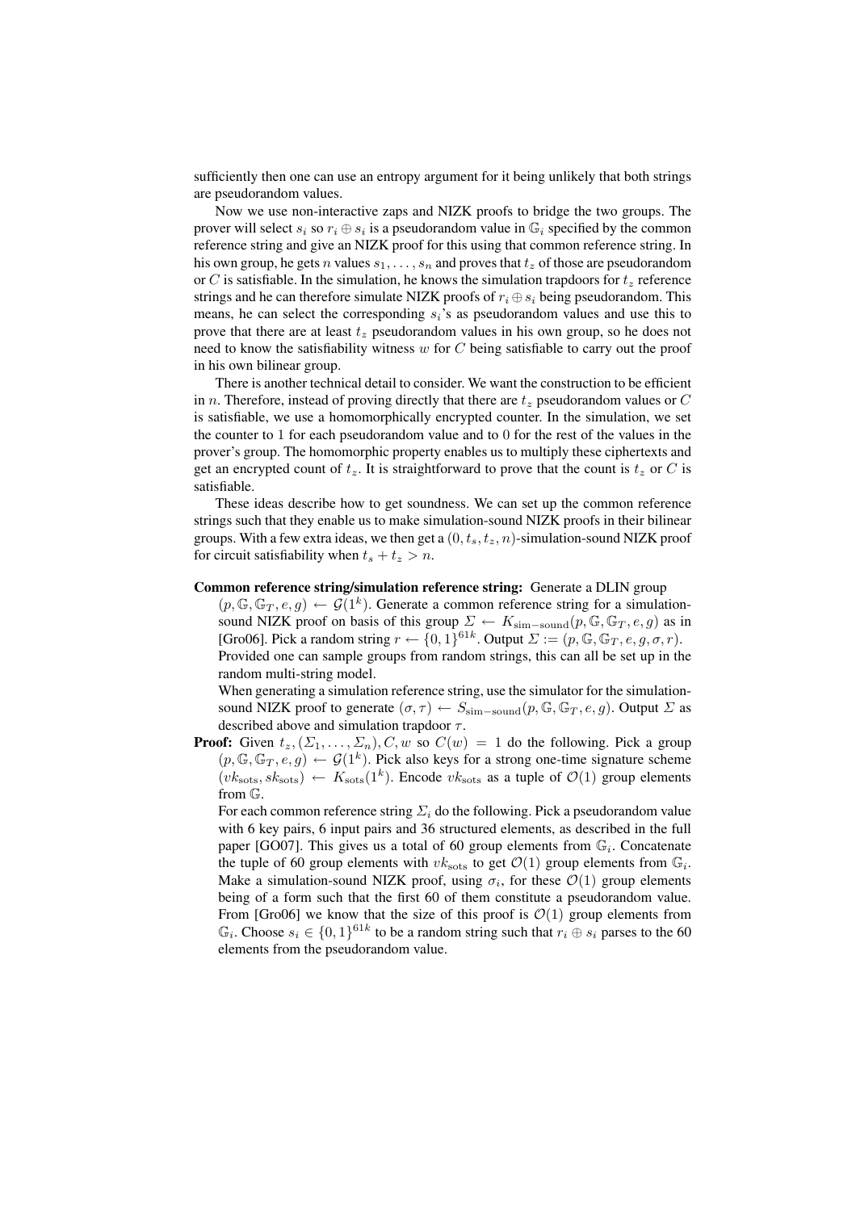sufficiently then one can use an entropy argument for it being unlikely that both strings are pseudorandom values.

Now we use non-interactive zaps and NIZK proofs to bridge the two groups. The prover will select $s_i$ so $r_i \oplus s_i$ is a pseudorandom value in $\mathbb{G}_i$ specified by the common reference string and give an NIZK proof for this using that common reference string. In his own group, he gets $n$ values $s_1, \ldots, s_n$ and proves that $t_z$ of those are pseudorandom or $C$ is satisfiable. In the simulation, he knows the simulation trapdoors for $t_z$ reference strings and he can therefore simulate NIZK proofs of $r_i \oplus s_i$ being pseudorandom. This means, he can select the corresponding $s_i$'s as pseudorandom values and use this to prove that there are at least $t_z$ pseudorandom values in his own group, so he does not need to know the satisfiability witness $w$ for $C$ being satisfiable to carry out the proof in his own bilinear group.

There is another technical detail to consider. We want the construction to be efficient in $n$. Therefore, instead of proving directly that there are $t_z$ pseudorandom values or $C$ is satisfiable, we use a homomorphically encrypted counter. In the simulation, we set the counter to 1 for each pseudorandom value and to 0 for the rest of the values in the prover's group. The homomorphic property enables us to multiply these ciphertexts and get an encrypted count of $t_z$. It is straightforward to prove that the count is $t_z$ or $C$ is satisfiable.

These ideas describe how to get soundness. We can set up the common reference strings such that they enable us to make simulation-sound NIZK proofs in their bilinear groups. With a few extra ideas, we then get a $(0, t_s, t_z, n)$-simulation-sound NIZK proof for circuit satisfiability when $t_s + t_z > n$.

**Common reference string/simulation reference string:** Generate a DLIN group $(p, \mathbb{G}, \mathbb{G}_T, e, g) \leftarrow \mathcal{G}(1^k)$. Generate a common reference string for a simulation-sound NIZK proof on basis of this group $\Sigma \leftarrow K_{\text{sim-sound}}(p, \mathbb{G}, \mathbb{G}_T, e, g)$ as in [Gro06]. Pick a random string $r \leftarrow \{0,1\}^{61k}$. Output $\Sigma := (p, \mathbb{G}, \mathbb{G}_T, e, g, \sigma, r)$.
Provided one can sample groups from random strings, this can all be set up in the random multi-string model.
When generating a simulation reference string, use the simulator for the simulation-sound NIZK proof to generate $(\sigma, \tau) \leftarrow S_{\text{sim-sound}}(p, \mathbb{G}, \mathbb{G}_T, e, g)$. Output $\Sigma$ as described above and simulation trapdoor $\tau$.

**Proof:** Given $t_z, (\Sigma_1, \ldots, \Sigma_n), C, w$ so $C(w) = 1$ do the following. Pick a group $(p, \mathbb{G}, \mathbb{G}_T, e, g) \leftarrow \mathcal{G}(1^k)$. Pick also keys for a strong one-time signature scheme $(vk_{\text{sots}}, sk_{\text{sots}}) \leftarrow K_{\text{sots}}(1^k)$. Encode $vk_{\text{sots}}$ as a tuple of $\mathcal{O}(1)$ group elements from $\mathbb{G}$.
For each common reference string $\Sigma_i$ do the following. Pick a pseudorandom value with 6 key pairs, 6 input pairs and 36 structured elements, as described in the full paper [GO07]. This gives us a total of 60 group elements from $\mathbb{G}_i$. Concatenate the tuple of 60 group elements with $vk_{\text{sots}}$ to get $\mathcal{O}(1)$ group elements from $\mathbb{G}_i$. Make a simulation-sound NIZK proof, using $\sigma_i$, for these $\mathcal{O}(1)$ group elements being of a form such that the first 60 of them constitute a pseudorandom value. From [Gro06] we know that the size of this proof is $\mathcal{O}(1)$ group elements from $\mathbb{G}_i$. Choose $s_i \in \{0,1\}^{61k}$ to be a random string such that $r_i \oplus s_i$ parses to the 60 elements from the pseudorandom value.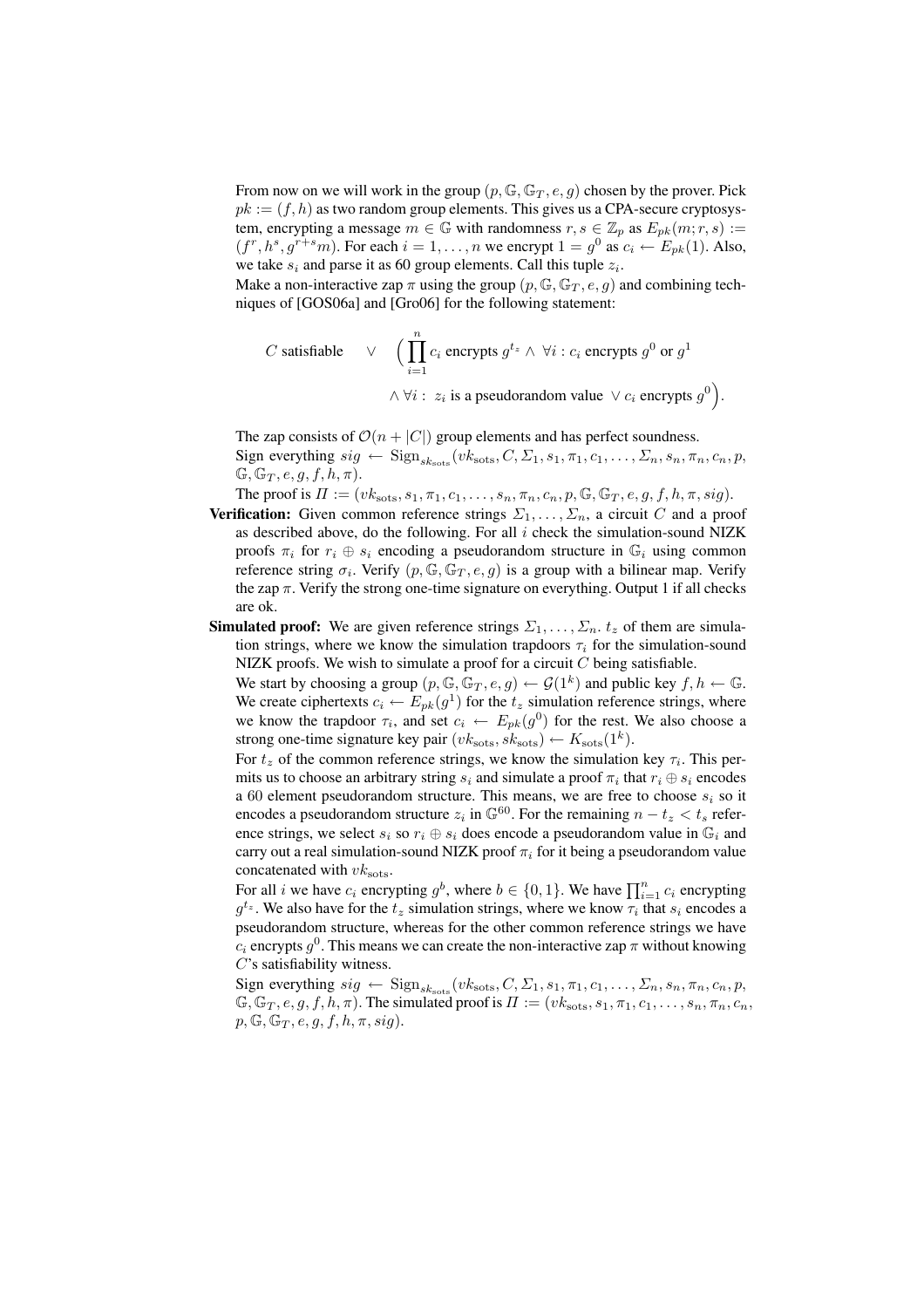From now on we will work in the group $(p, \mathbb{G}, \mathbb{G}_T, e, g)$ chosen by the prover. Pick $pk := (f, h)$ as two random group elements. This gives us a CPA-secure cryptosystem, encrypting a message $m \in \mathbb{G}$ with randomness $r, s \in \mathbb{Z}_p$ as $E_{pk}(m; r, s) := (f^r, h^s, g^{r+s}m)$. For each $i = 1, \ldots, n$ we encrypt $1 = g^0$ as $c_i \leftarrow E_{pk}(1)$. Also, we take $s_i$ and parse it as 60 group elements. Call this tuple $z_i$.

Make a non-interactive zap $\pi$ using the group $(p, \mathbb{G}, \mathbb{G}_T, e, g)$ and combining techniques of [GOS06a] and [Gro06] for the following statement:

$$C \text{ satisfiable} \quad \vee \quad \Big( \prod_{i=1}^{n} c_i \text{ encrypts } g^{t_z} \wedge \forall i : c_i \text{ encrypts } g^0 \text{ or } g^1$$
$$\wedge \forall i : \ z_i \text{ is a pseudorandom value } \vee c_i \text{ encrypts } g^0 \Big).$$

The zap consists of $\mathcal{O}(n + |C|)$ group elements and has perfect soundness.

Sign everything $sig \leftarrow \text{Sign}_{sk_{\text{sots}}}(vk_{\text{sots}}, C, \Sigma_1, s_1, \pi_1, c_1, \ldots, \Sigma_n, s_n, \pi_n, c_n, p, \mathbb{G}, \mathbb{G}_T, e, g, f, h, \pi)$.

The proof is $\Pi := (vk_{\text{sots}}, s_1, \pi_1, c_1, \ldots, s_n, \pi_n, c_n, p, \mathbb{G}, \mathbb{G}_T, e, g, f, h, \pi, sig)$.

**Verification:** Given common reference strings $\Sigma_1, \ldots, \Sigma_n$, a circuit $C$ and a proof as described above, do the following. For all $i$ check the simulation-sound NIZK proofs $\pi_i$ for $r_i \oplus s_i$ encoding a pseudorandom structure in $\mathbb{G}_i$ using common reference string $\sigma_i$. Verify $(p, \mathbb{G}, \mathbb{G}_T, e, g)$ is a group with a bilinear map. Verify the zap $\pi$. Verify the strong one-time signature on everything. Output 1 if all checks are ok.

**Simulated proof:** We are given reference strings $\Sigma_1, \ldots, \Sigma_n$. $t_z$ of them are simulation strings, where we know the simulation trapdoors $\tau_i$ for the simulation-sound NIZK proofs. We wish to simulate a proof for a circuit $C$ being satisfiable.

We start by choosing a group $(p, \mathbb{G}, \mathbb{G}_T, e, g) \leftarrow \mathcal{G}(1^k)$ and public key $f, h \leftarrow \mathbb{G}$. We create ciphertexts $c_i \leftarrow E_{pk}(g^1)$ for the $t_z$ simulation reference strings, where we know the trapdoor $\tau_i$, and set $c_i \leftarrow E_{pk}(g^0)$ for the rest. We also choose a strong one-time signature key pair $(vk_{\text{sots}}, sk_{\text{sots}}) \leftarrow K_{\text{sots}}(1^k)$.

For $t_z$ of the common reference strings, we know the simulation key $\tau_i$. This permits us to choose an arbitrary string $s_i$ and simulate a proof $\pi_i$ that $r_i \oplus s_i$ encodes a 60 element pseudorandom structure. This means, we are free to choose $s_i$ so it encodes a pseudorandom structure $z_i$ in $\mathbb{G}^{60}$. For the remaining $n - t_z < t_s$ reference strings, we select $s_i$ so $r_i \oplus s_i$ does encode a pseudorandom value in $\mathbb{G}_i$ and carry out a real simulation-sound NIZK proof $\pi_i$ for it being a pseudorandom value concatenated with $vk_{\text{sots}}$.

For all $i$ we have $c_i$ encrypting $g^b$, where $b \in \{0, 1\}$. We have $\prod_{i=1}^{n} c_i$ encrypting $g^{t_z}$. We also have for the $t_z$ simulation strings, where we know $\tau_i$ that $s_i$ encodes a pseudorandom structure, whereas for the other common reference strings we have $c_i$ encrypts $g^0$. This means we can create the non-interactive zap $\pi$ without knowing $C$'s satisfiability witness.

Sign everything $sig \leftarrow \text{Sign}_{sk_{\text{sots}}}(vk_{\text{sots}}, C, \Sigma_1, s_1, \pi_1, c_1, \ldots, \Sigma_n, s_n, \pi_n, c_n, p, \mathbb{G}, \mathbb{G}_T, e, g, f, h, \pi)$. The simulated proof is $\Pi := (vk_{\text{sots}}, s_1, \pi_1, c_1, \ldots, s_n, \pi_n, c_n, p, \mathbb{G}, \mathbb{G}_T, e, g, f, h, \pi, sig)$.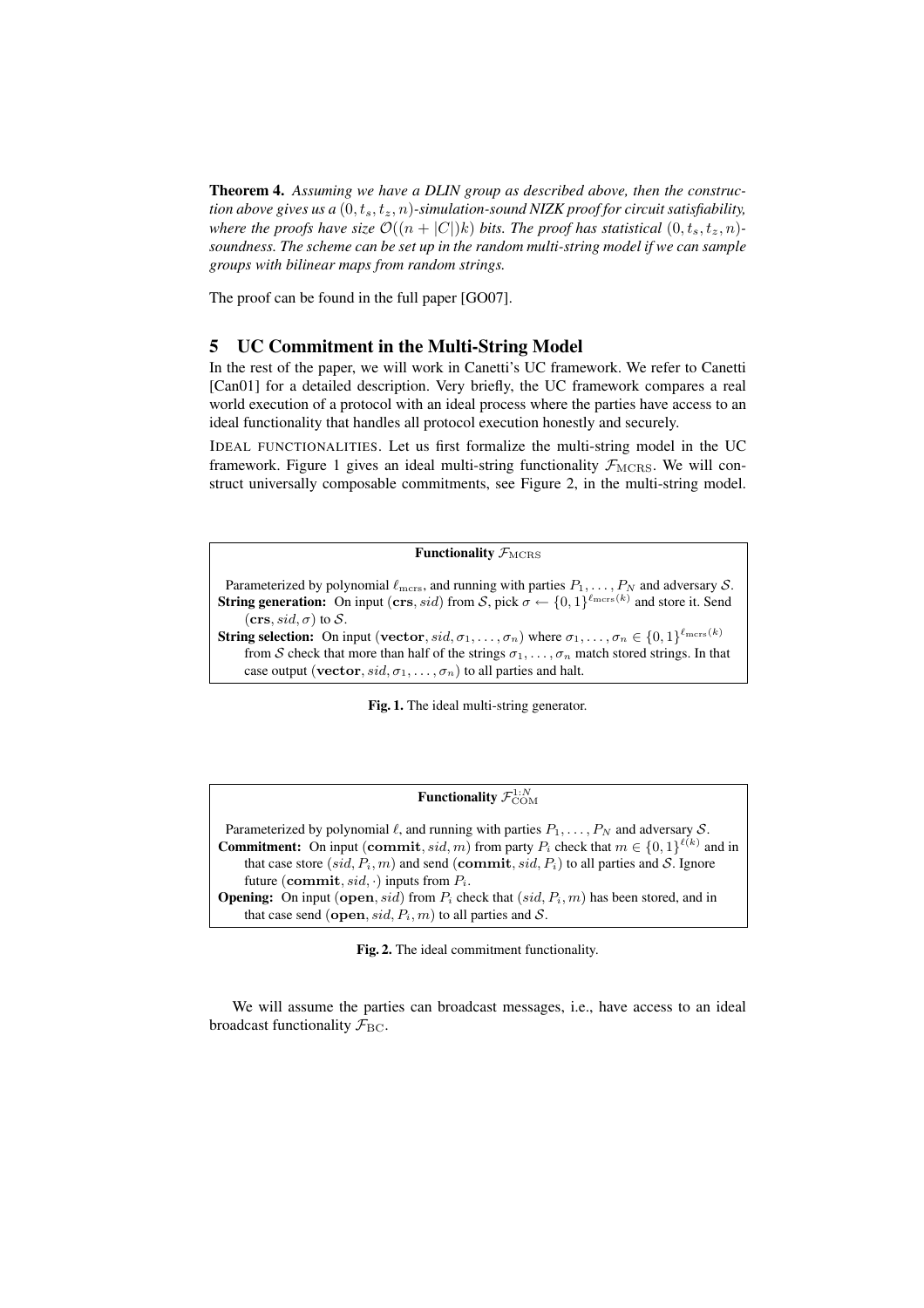**Theorem 4.** *Assuming we have a DLIN group as described above, then the construction above gives us a $(0, t_s, t_z, n)$-simulation-sound NIZK proof for circuit satisfiability, where the proofs have size $\mathcal{O}((n + |C|)k)$ bits. The proof has statistical $(0, t_s, t_z, n)$-soundness. The scheme can be set up in the random multi-string model if we can sample groups with bilinear maps from random strings.*

The proof can be found in the full paper [GO07].

## 5 UC Commitment in the Multi-String Model

In the rest of the paper, we will work in Canetti's UC framework. We refer to Canetti [Can01] for a detailed description. Very briefly, the UC framework compares a real world execution of a protocol with an ideal process where the parties have access to an ideal functionality that handles all protocol execution honestly and securely.

IDEAL FUNCTIONALITIES. Let us first formalize the multi-string model in the UC framework. Figure 1 gives an ideal multi-string functionality $\mathcal{F}_{\mathrm{MCRS}}$. We will construct universally composable commitments, see Figure 2, in the multi-string model.

**Functionality $\mathcal{F}_{\mathrm{MCRS}}$**

Parameterized by polynomial $\ell_{\mathrm{mcrs}}$, and running with parties $P_1, \ldots, P_N$ and adversary $\mathcal{S}$.

**String generation:** On input $(\mathbf{crs}, sid)$ from $\mathcal{S}$, pick $\sigma \leftarrow \{0,1\}^{\ell_{\mathrm{mcrs}}(k)}$ and store it. Send $(\mathbf{crs}, sid, \sigma)$ to $\mathcal{S}$.

**String selection:** On input $(\mathbf{vector}, sid, \sigma_1, \ldots, \sigma_n)$ where $\sigma_1, \ldots, \sigma_n \in \{0,1\}^{\ell_{\mathrm{mcrs}}(k)}$ from $\mathcal{S}$ check that more than half of the strings $\sigma_1, \ldots, \sigma_n$ match stored strings. In that case output $(\mathbf{vector}, sid, \sigma_1, \ldots, \sigma_n)$ to all parties and halt.

**Fig. 1.** The ideal multi-string generator.

**Functionality $\mathcal{F}_{\mathrm{COM}}^{1:N}$**

Parameterized by polynomial $\ell$, and running with parties $P_1, \ldots, P_N$ and adversary $\mathcal{S}$.

**Commitment:** On input $(\mathbf{commit}, sid, m)$ from party $P_i$ check that $m \in \{0,1\}^{\ell(k)}$ and in that case store $(sid, P_i, m)$ and send $(\mathbf{commit}, sid, P_i)$ to all parties and $\mathcal{S}$. Ignore future $(\mathbf{commit}, sid, \cdot)$ inputs from $P_i$.

**Opening:** On input $(\mathbf{open}, sid)$ from $P_i$ check that $(sid, P_i, m)$ has been stored, and in that case send $(\mathbf{open}, sid, P_i, m)$ to all parties and $\mathcal{S}$.

**Fig. 2.** The ideal commitment functionality.

We will assume the parties can broadcast messages, i.e., have access to an ideal broadcast functionality $\mathcal{F}_{\mathrm{BC}}$.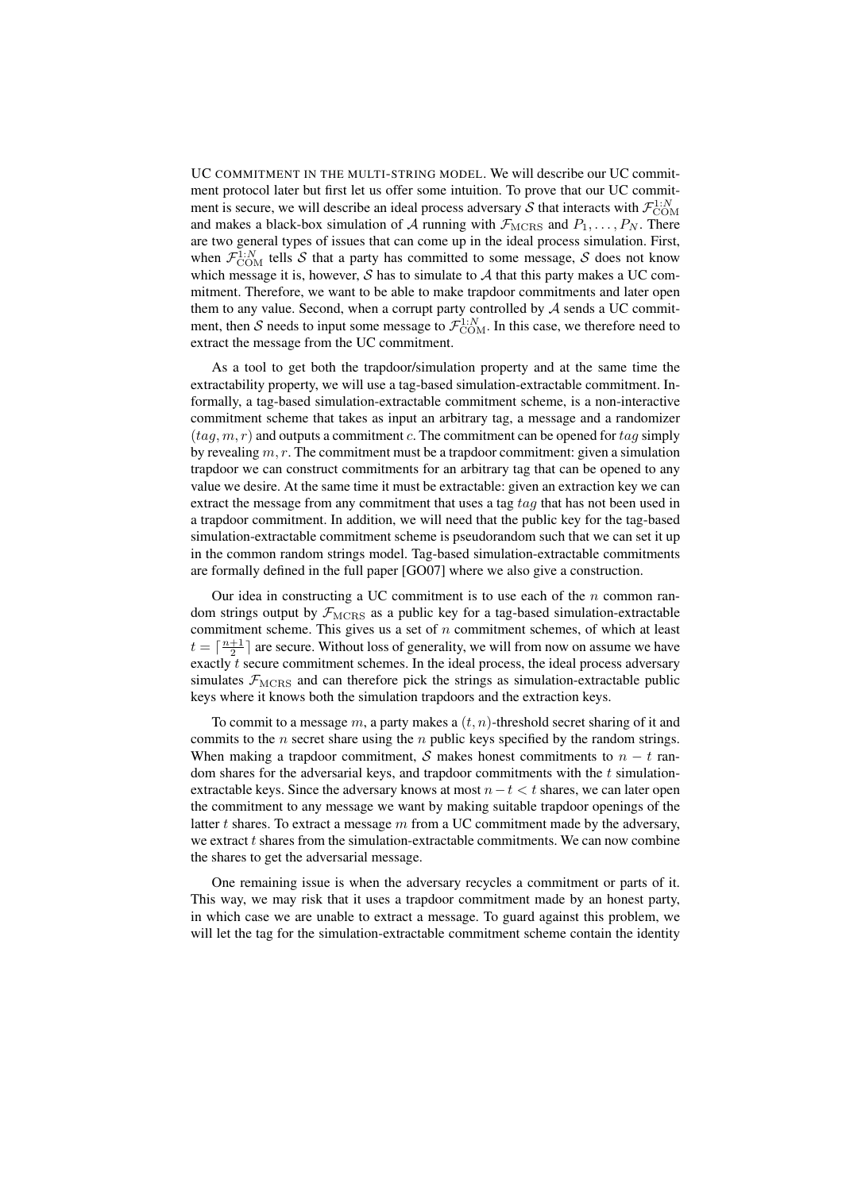UC COMMITMENT IN THE MULTI-STRING MODEL. We will describe our UC commitment protocol later but first let us offer some intuition. To prove that our UC commitment is secure, we will describe an ideal process adversary $\mathcal{S}$ that interacts with $\mathcal{F}_{\rm COM}^{1:N}$ and makes a black-box simulation of $\mathcal{A}$ running with $\mathcal{F}_{\rm MCRS}$ and $P_1, \ldots, P_N$. There are two general types of issues that can come up in the ideal process simulation. First, when $\mathcal{F}_{\rm COM}^{1:N}$ tells $\mathcal{S}$ that a party has committed to some message, $\mathcal{S}$ does not know which message it is, however, $\mathcal{S}$ has to simulate to $\mathcal{A}$ that this party makes a UC commitment. Therefore, we want to be able to make trapdoor commitments and later open them to any value. Second, when a corrupt party controlled by $\mathcal{A}$ sends a UC commitment, then $\mathcal{S}$ needs to input some message to $\mathcal{F}_{\rm COM}^{1:N}$. In this case, we therefore need to extract the message from the UC commitment.

As a tool to get both the trapdoor/simulation property and at the same time the extractability property, we will use a tag-based simulation-extractable commitment. Informally, a tag-based simulation-extractable commitment scheme, is a non-interactive commitment scheme that takes as input an arbitrary tag, a message and a randomizer $(tag, m, r)$ and outputs a commitment $c$. The commitment can be opened for $tag$ simply by revealing $m, r$. The commitment must be a trapdoor commitment: given a simulation trapdoor we can construct commitments for an arbitrary tag that can be opened to any value we desire. At the same time it must be extractable: given an extraction key we can extract the message from any commitment that uses a tag $tag$ that has not been used in a trapdoor commitment. In addition, we will need that the public key for the tag-based simulation-extractable commitment scheme is pseudorandom such that we can set it up in the common random strings model. Tag-based simulation-extractable commitments are formally defined in the full paper [GO07] where we also give a construction.

Our idea in constructing a UC commitment is to use each of the $n$ common random strings output by $\mathcal{F}_{\rm MCRS}$ as a public key for a tag-based simulation-extractable commitment scheme. This gives us a set of $n$ commitment schemes, of which at least $t = \lceil \frac{n+1}{2} \rceil$ are secure. Without loss of generality, we will from now on assume we have exactly $t$ secure commitment schemes. In the ideal process, the ideal process adversary simulates $\mathcal{F}_{\rm MCRS}$ and can therefore pick the strings as simulation-extractable public keys where it knows both the simulation trapdoors and the extraction keys.

To commit to a message $m$, a party makes a $(t, n)$-threshold secret sharing of it and commits to the $n$ secret share using the $n$ public keys specified by the random strings. When making a trapdoor commitment, $\mathcal{S}$ makes honest commitments to $n - t$ random shares for the adversarial keys, and trapdoor commitments with the $t$ simulation-extractable keys. Since the adversary knows at most $n - t < t$ shares, we can later open the commitment to any message we want by making suitable trapdoor openings of the latter $t$ shares. To extract a message $m$ from a UC commitment made by the adversary, we extract $t$ shares from the simulation-extractable commitments. We can now combine the shares to get the adversarial message.

One remaining issue is when the adversary recycles a commitment or parts of it. This way, we may risk that it uses a trapdoor commitment made by an honest party, in which case we are unable to extract a message. To guard against this problem, we will let the tag for the simulation-extractable commitment scheme contain the identity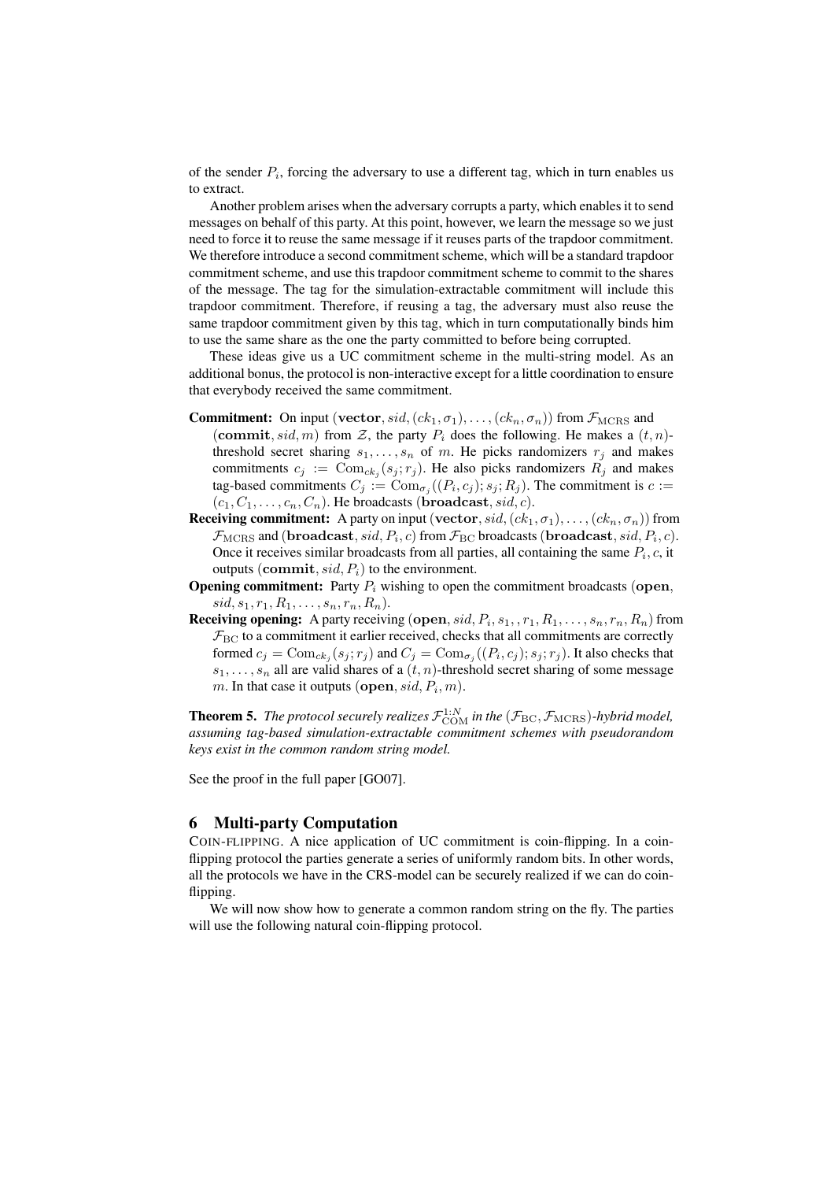of the sender $P_i$, forcing the adversary to use a different tag, which in turn enables us to extract.

Another problem arises when the adversary corrupts a party, which enables it to send messages on behalf of this party. At this point, however, we learn the message so we just need to force it to reuse the same message if it reuses parts of the trapdoor commitment. We therefore introduce a second commitment scheme, which will be a standard trapdoor commitment scheme, and use this trapdoor commitment scheme to commit to the shares of the message. The tag for the simulation-extractable commitment will include this trapdoor commitment. Therefore, if reusing a tag, the adversary must also reuse the same trapdoor commitment given by this tag, which in turn computationally binds him to use the same share as the one the party committed to before being corrupted.

These ideas give us a UC commitment scheme in the multi-string model. As an additional bonus, the protocol is non-interactive except for a little coordination to ensure that everybody received the same commitment.

**Commitment:** On input $(\mathbf{vector}, sid, (ck_1, \sigma_1), \ldots, (ck_n, \sigma_n))$ from $\mathcal{F}_{\mathrm{MCRS}}$ and $(\mathbf{commit}, sid, m)$ from $\mathcal{Z}$, the party $P_i$ does the following. He makes a $(t, n)$-threshold secret sharing $s_1, \ldots, s_n$ of $m$. He picks randomizers $r_j$ and makes commitments $c_j := \mathrm{Com}_{ck_j}(s_j; r_j)$. He also picks randomizers $R_j$ and makes tag-based commitments $C_j := \mathrm{Com}_{\sigma_j}((P_i, c_j); s_j; R_j)$. The commitment is $c := (c_1, C_1, \ldots, c_n, C_n)$. He broadcasts $(\mathbf{broadcast}, sid, c)$.

**Receiving commitment:** A party on input $(\mathbf{vector}, sid, (ck_1, \sigma_1), \ldots, (ck_n, \sigma_n))$ from $\mathcal{F}_{\mathrm{MCRS}}$ and $(\mathbf{broadcast}, sid, P_i, c)$ from $\mathcal{F}_{\mathrm{BC}}$ broadcasts $(\mathbf{broadcast}, sid, P_i, c)$. Once it receives similar broadcasts from all parties, all containing the same $P_i, c$, it outputs $(\mathbf{commit}, sid, P_i)$ to the environment.

**Opening commitment:** Party $P_i$ wishing to open the commitment broadcasts $(\mathbf{open}, sid, s_1, r_1, R_1, \ldots, s_n, r_n, R_n)$.

**Receiving opening:** A party receiving $(\mathbf{open}, sid, P_i, s_1, , r_1, R_1, \ldots, s_n, r_n, R_n)$ from $\mathcal{F}_{\mathrm{BC}}$ to a commitment it earlier received, checks that all commitments are correctly formed $c_j = \mathrm{Com}_{ck_j}(s_j; r_j)$ and $C_j = \mathrm{Com}_{\sigma_j}((P_i, c_j); s_j; r_j)$. It also checks that $s_1, \ldots, s_n$ all are valid shares of a $(t, n)$-threshold secret sharing of some message $m$. In that case it outputs $(\mathbf{open}, sid, P_i, m)$.

**Theorem 5.** *The protocol securely realizes $\mathcal{F}_{\mathrm{COM}}^{1:N}$ in the $(\mathcal{F}_{\mathrm{BC}}, \mathcal{F}_{\mathrm{MCRS}})$-hybrid model, assuming tag-based simulation-extractable commitment schemes with pseudorandom keys exist in the common random string model.*

See the proof in the full paper [GO07].

## 6 Multi-party Computation

COIN-FLIPPING. A nice application of UC commitment is coin-flipping. In a coin-flipping protocol the parties generate a series of uniformly random bits. In other words, all the protocols we have in the CRS-model can be securely realized if we can do coin-flipping.

We will now show how to generate a common random string on the fly. The parties will use the following natural coin-flipping protocol.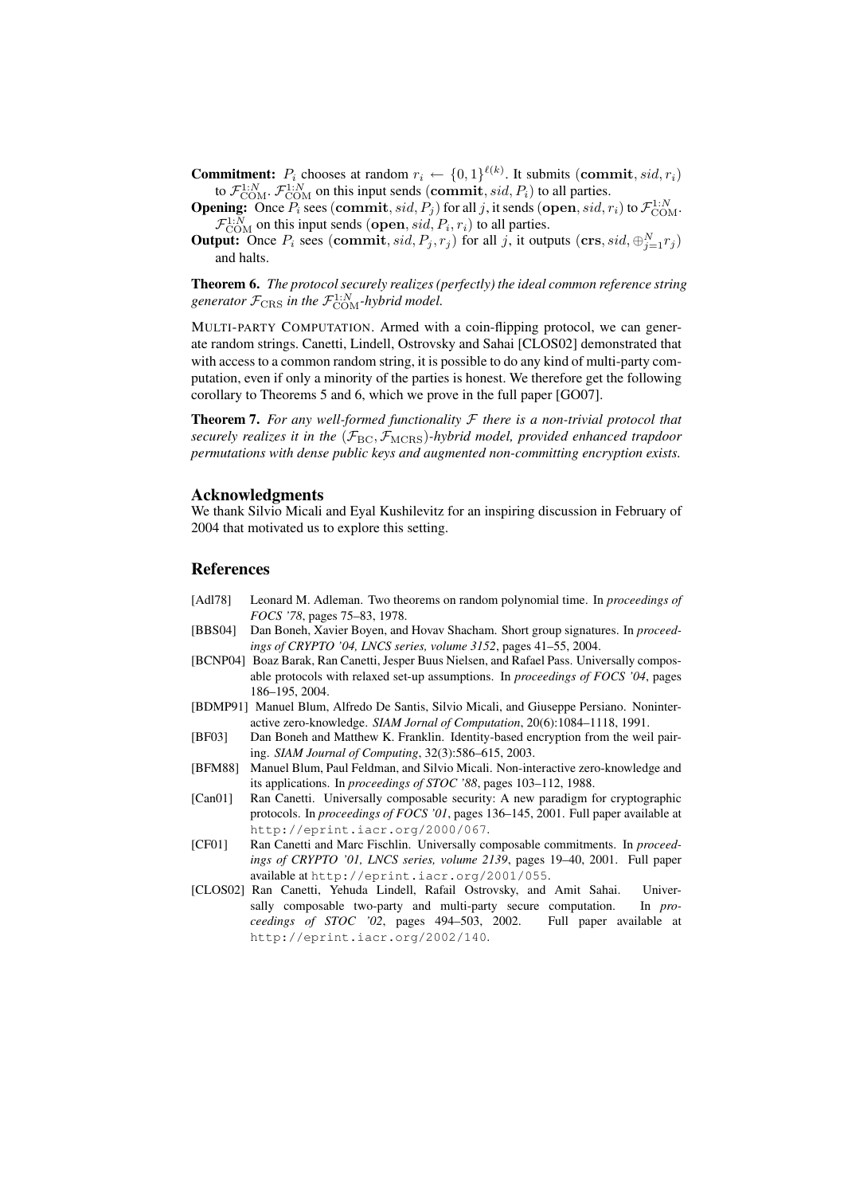**Commitment:** $P_i$ chooses at random $r_i \leftarrow \{0,1\}^{\ell(k)}$. It submits $(\mathbf{commit}, sid, r_i)$ to $\mathcal{F}_{\mathrm{COM}}^{1:N}$. $\mathcal{F}_{\mathrm{COM}}^{1:N}$ on this input sends $(\mathbf{commit}, sid, P_i)$ to all parties.

**Opening:** Once $P_i$ sees $(\mathbf{commit}, sid, P_j)$ for all $j$, it sends $(\mathbf{open}, sid, r_i)$ to $\mathcal{F}_{\mathrm{COM}}^{1:N}$. $\mathcal{F}_{\mathrm{COM}}^{1:N}$ on this input sends $(\mathbf{open}, sid, P_i, r_i)$ to all parties.

**Output:** Once $P_i$ sees $(\mathbf{commit}, sid, P_j, r_j)$ for all $j$, it outputs $(\mathbf{crs}, sid, \oplus_{j=1}^{N} r_j)$ and halts.

**Theorem 6.** *The protocol securely realizes (perfectly) the ideal common reference string generator $\mathcal{F}_{\mathrm{CRS}}$ in the $\mathcal{F}_{\mathrm{COM}}^{1:N}$-hybrid model.*

MULTI-PARTY COMPUTATION. Armed with a coin-flipping protocol, we can generate random strings. Canetti, Lindell, Ostrovsky and Sahai [CLOS02] demonstrated that with access to a common random string, it is possible to do any kind of multi-party computation, even if only a minority of the parties is honest. We therefore get the following corollary to Theorems 5 and 6, which we prove in the full paper [GO07].

**Theorem 7.** *For any well-formed functionality $\mathcal{F}$ there is a non-trivial protocol that securely realizes it in the $(\mathcal{F}_{\mathrm{BC}}, \mathcal{F}_{\mathrm{MCRS}})$-hybrid model, provided enhanced trapdoor permutations with dense public keys and augmented non-committing encryption exists.*

## Acknowledgments

We thank Silvio Micali and Eyal Kushilevitz for an inspiring discussion in February of 2004 that motivated us to explore this setting.

## References

- [Adl78] Leonard M. Adleman. Two theorems on random polynomial time. In *proceedings of FOCS '78*, pages 75–83, 1978.
- [BBS04] Dan Boneh, Xavier Boyen, and Hovav Shacham. Short group signatures. In *proceedings of CRYPTO '04, LNCS series, volume 3152*, pages 41–55, 2004.
- [BCNP04] Boaz Barak, Ran Canetti, Jesper Buus Nielsen, and Rafael Pass. Universally composable protocols with relaxed set-up assumptions. In *proceedings of FOCS '04*, pages 186–195, 2004.
- [BDMP91] Manuel Blum, Alfredo De Santis, Silvio Micali, and Giuseppe Persiano. Noninteractive zero-knowledge. *SIAM Jornal of Computation*, 20(6):1084–1118, 1991.
- [BF03] Dan Boneh and Matthew K. Franklin. Identity-based encryption from the weil pairing. *SIAM Journal of Computing*, 32(3):586–615, 2003.
- [BFM88] Manuel Blum, Paul Feldman, and Silvio Micali. Non-interactive zero-knowledge and its applications. In *proceedings of STOC '88*, pages 103–112, 1988.
- [Can01] Ran Canetti. Universally composable security: A new paradigm for cryptographic protocols. In *proceedings of FOCS '01*, pages 136–145, 2001. Full paper available at http://eprint.iacr.org/2000/067.
- [CF01] Ran Canetti and Marc Fischlin. Universally composable commitments. In *proceedings of CRYPTO '01, LNCS series, volume 2139*, pages 19–40, 2001. Full paper available at http://eprint.iacr.org/2001/055.
- [CLOS02] Ran Canetti, Yehuda Lindell, Rafail Ostrovsky, and Amit Sahai. Universally composable two-party and multi-party secure computation. In *proceedings of STOC '02*, pages 494–503, 2002. Full paper available at http://eprint.iacr.org/2002/140.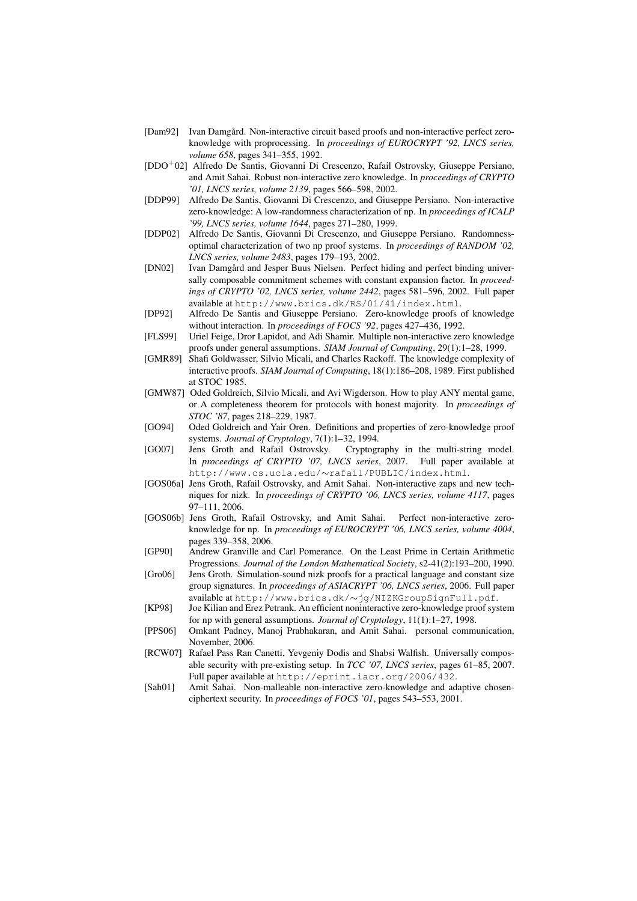[Dam92] Ivan Damgård. Non-interactive circuit based proofs and non-interactive perfect zero-knowledge with proprocessing. In *proceedings of EUROCRYPT '92, LNCS series, volume 658*, pages 341–355, 1992.

[DDO+02] Alfredo De Santis, Giovanni Di Crescenzo, Rafail Ostrovsky, Giuseppe Persiano, and Amit Sahai. Robust non-interactive zero knowledge. In *proceedings of CRYPTO '01, LNCS series, volume 2139*, pages 566–598, 2002.

[DDP99] Alfredo De Santis, Giovanni Di Crescenzo, and Giuseppe Persiano. Non-interactive zero-knowledge: A low-randomness characterization of np. In *proceedings of ICALP '99, LNCS series, volume 1644*, pages 271–280, 1999.

[DDP02] Alfredo De Santis, Giovanni Di Crescenzo, and Giuseppe Persiano. Randomness-optimal characterization of two np proof systems. In *proceedings of RANDOM '02, LNCS series, volume 2483*, pages 179–193, 2002.

[DN02] Ivan Damgård and Jesper Buus Nielsen. Perfect hiding and perfect binding universally composable commitment schemes with constant expansion factor. In *proceedings of CRYPTO '02, LNCS series, volume 2442*, pages 581–596, 2002. Full paper available at http://www.brics.dk/RS/01/41/index.html.

[DP92] Alfredo De Santis and Giuseppe Persiano. Zero-knowledge proofs of knowledge without interaction. In *proceedings of FOCS '92*, pages 427–436, 1992.

[FLS99] Uriel Feige, Dror Lapidot, and Adi Shamir. Multiple non-interactive zero knowledge proofs under general assumptions. *SIAM Journal of Computing*, 29(1):1–28, 1999.

[GMR89] Shafi Goldwasser, Silvio Micali, and Charles Rackoff. The knowledge complexity of interactive proofs. *SIAM Journal of Computing*, 18(1):186–208, 1989. First published at STOC 1985.

[GMW87] Oded Goldreich, Silvio Micali, and Avi Wigderson. How to play ANY mental game, or A completeness theorem for protocols with honest majority. In *proceedings of STOC '87*, pages 218–229, 1987.

[GO94] Oded Goldreich and Yair Oren. Definitions and properties of zero-knowledge proof systems. *Journal of Cryptology*, 7(1):1–32, 1994.

[GO07] Jens Groth and Rafail Ostrovsky. Cryptography in the multi-string model. In *proceedings of CRYPTO '07, LNCS series*, 2007. Full paper available at http://www.cs.ucla.edu/∼rafail/PUBLIC/index.html.

[GOS06a] Jens Groth, Rafail Ostrovsky, and Amit Sahai. Non-interactive zaps and new techniques for nizk. In *proceedings of CRYPTO '06, LNCS series, volume 4117*, pages 97–111, 2006.

[GOS06b] Jens Groth, Rafail Ostrovsky, and Amit Sahai. Perfect non-interactive zero-knowledge for np. In *proceedings of EUROCRYPT '06, LNCS series, volume 4004*, pages 339–358, 2006.

[GP90] Andrew Granville and Carl Pomerance. On the Least Prime in Certain Arithmetic Progressions. *Journal of the London Mathematical Society*, s2-41(2):193–200, 1990.

[Gro06] Jens Groth. Simulation-sound nizk proofs for a practical language and constant size group signatures. In *proceedings of ASIACRYPT '06, LNCS series*, 2006. Full paper available at http://www.brics.dk/∼jg/NIZKGroupSignFull.pdf.

[KP98] Joe Kilian and Erez Petrank. An efficient noninteractive zero-knowledge proof system for np with general assumptions. *Journal of Cryptology*, 11(1):1–27, 1998.

[PPS06] Omkant Padney, Manoj Prabhakaran, and Amit Sahai. personal communication, November, 2006.

[RCW07] Rafael Pass Ran Canetti, Yevgeniy Dodis and Shabsi Walfish. Universally composable security with pre-existing setup. In *TCC '07, LNCS series*, pages 61–85, 2007. Full paper available at http://eprint.iacr.org/2006/432.

[Sah01] Amit Sahai. Non-malleable non-interactive zero-knowledge and adaptive chosen-ciphertext security. In *proceedings of FOCS '01*, pages 543–553, 2001.